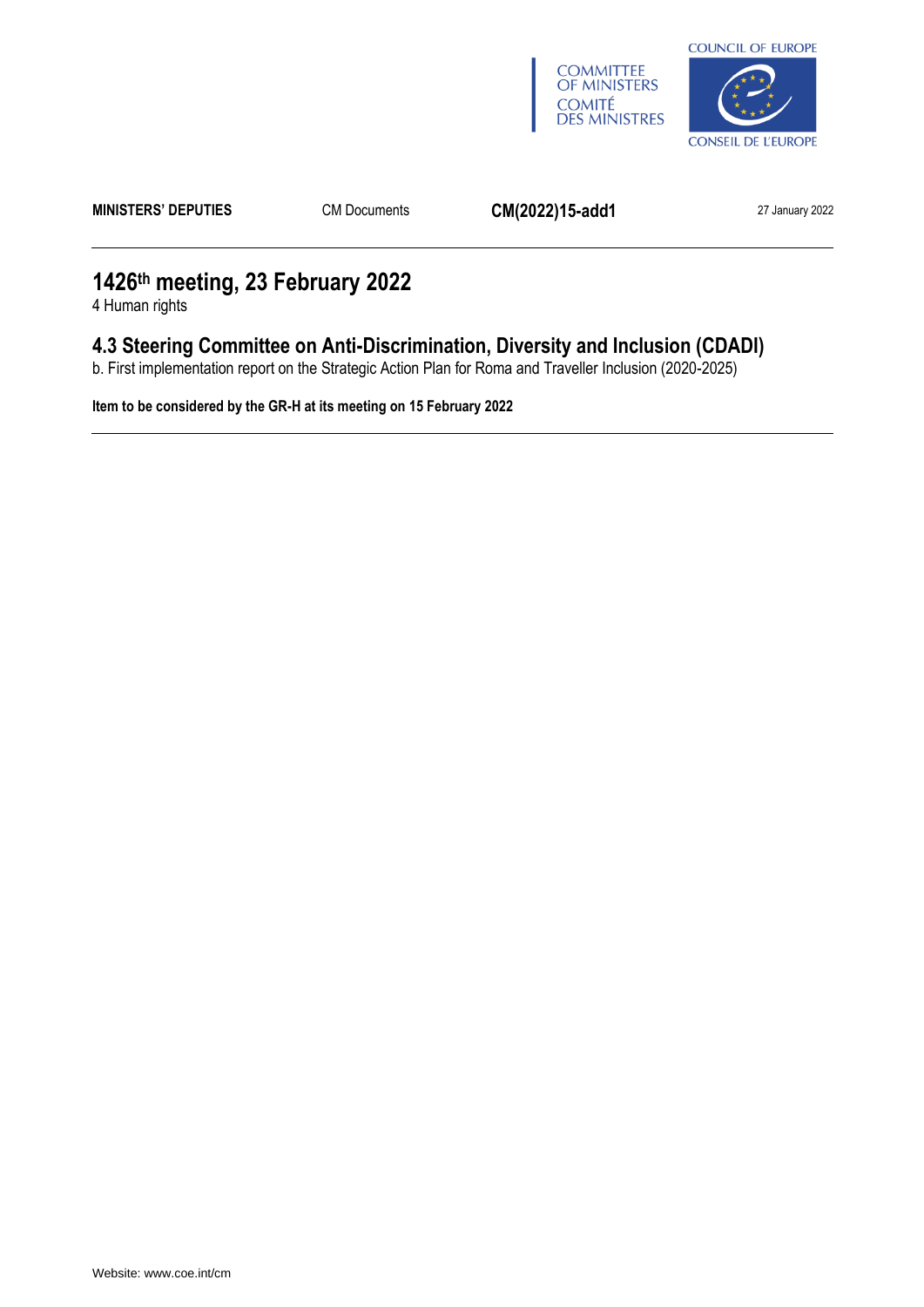COMMITTEE OF MINISTERS
COMITÉ DES MINISTRES

COUNCIL OF EUROPE
CONSEIL DE L'EUROPE

**MINISTERS' DEPUTIES** CM Documents **CM(2022)15-add1** 27 January 2022

# 1426th meeting, 23 February 2022

4 Human rights

## 4.3 Steering Committee on Anti-Discrimination, Diversity and Inclusion (CDADI)

b. First implementation report on the Strategic Action Plan for Roma and Traveller Inclusion (2020-2025)

**Item to be considered by the GR-H at its meeting on 15 February 2022**

Website: www.coe.int/cm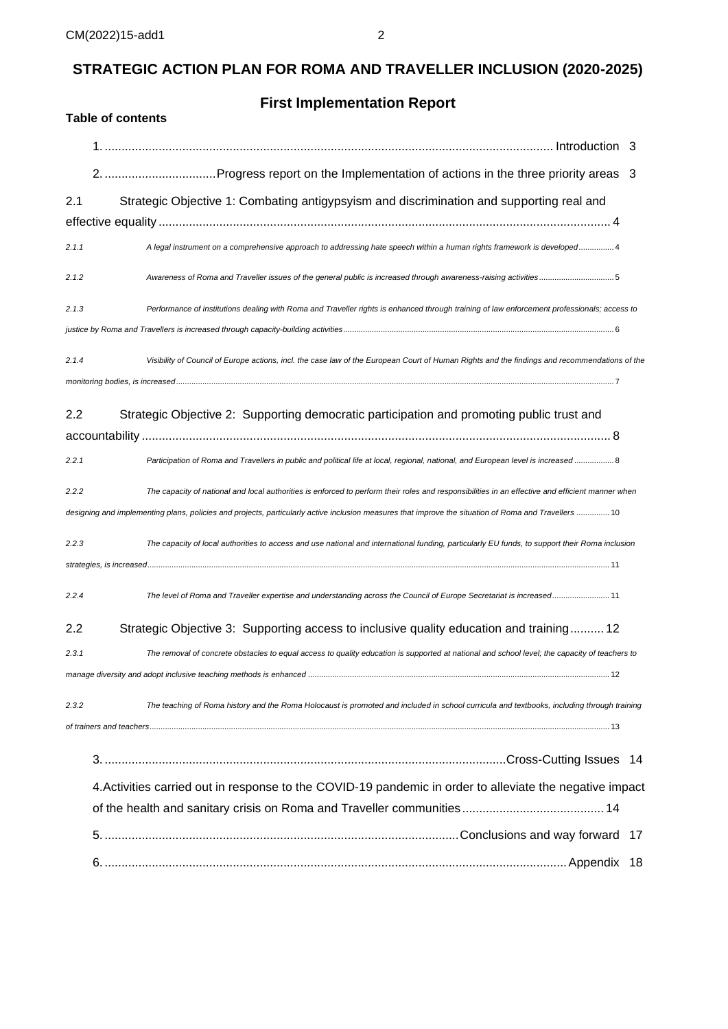## STRATEGIC ACTION PLAN FOR ROMA AND TRAVELLER INCLUSION (2020-2025)

### First Implementation Report

**Table of contents**

1. Introduction 3
2. Progress report on the Implementation of actions in the three priority areas 3

2.1 Strategic Objective 1: Combating antigypsyism and discrimination and supporting real and effective equality 4

*2.1.1 A legal instrument on a comprehensive approach to addressing hate speech within a human rights framework is developed 4*

*2.1.2 Awareness of Roma and Traveller issues of the general public is increased through awareness-raising activities 5*

*2.1.3 Performance of institutions dealing with Roma and Traveller rights is enhanced through training of law enforcement professionals; access to justice by Roma and Travellers is increased through capacity-building activities 6*

*2.1.4 Visibility of Council of Europe actions, incl. the case law of the European Court of Human Rights and the findings and recommendations of the monitoring bodies, is increased 7*

2.2 Strategic Objective 2: Supporting democratic participation and promoting public trust and accountability 8

*2.2.1 Participation of Roma and Travellers in public and political life at local, regional, national, and European level is increased 8*

*2.2.2 The capacity of national and local authorities is enforced to perform their roles and responsibilities in an effective and efficient manner when designing and implementing plans, policies and projects, particularly active inclusion measures that improve the situation of Roma and Travellers 10*

*2.2.3 The capacity of local authorities to access and use national and international funding, particularly EU funds, to support their Roma inclusion strategies, is increased 11*

*2.2.4 The level of Roma and Traveller expertise and understanding across the Council of Europe Secretariat is increased 11*

2.2 Strategic Objective 3: Supporting access to inclusive quality education and training 12

*2.3.1 The removal of concrete obstacles to equal access to quality education is supported at national and school level; the capacity of teachers to manage diversity and adopt inclusive teaching methods is enhanced 12*

*2.3.2 The teaching of Roma history and the Roma Holocaust is promoted and included in school curricula and textbooks, including through training of trainers and teachers 13*

3. Cross-Cutting Issues 14
4. Activities carried out in response to the COVID-19 pandemic in order to alleviate the negative impact of the health and sanitary crisis on Roma and Traveller communities 14
5. Conclusions and way forward 17
6. Appendix 18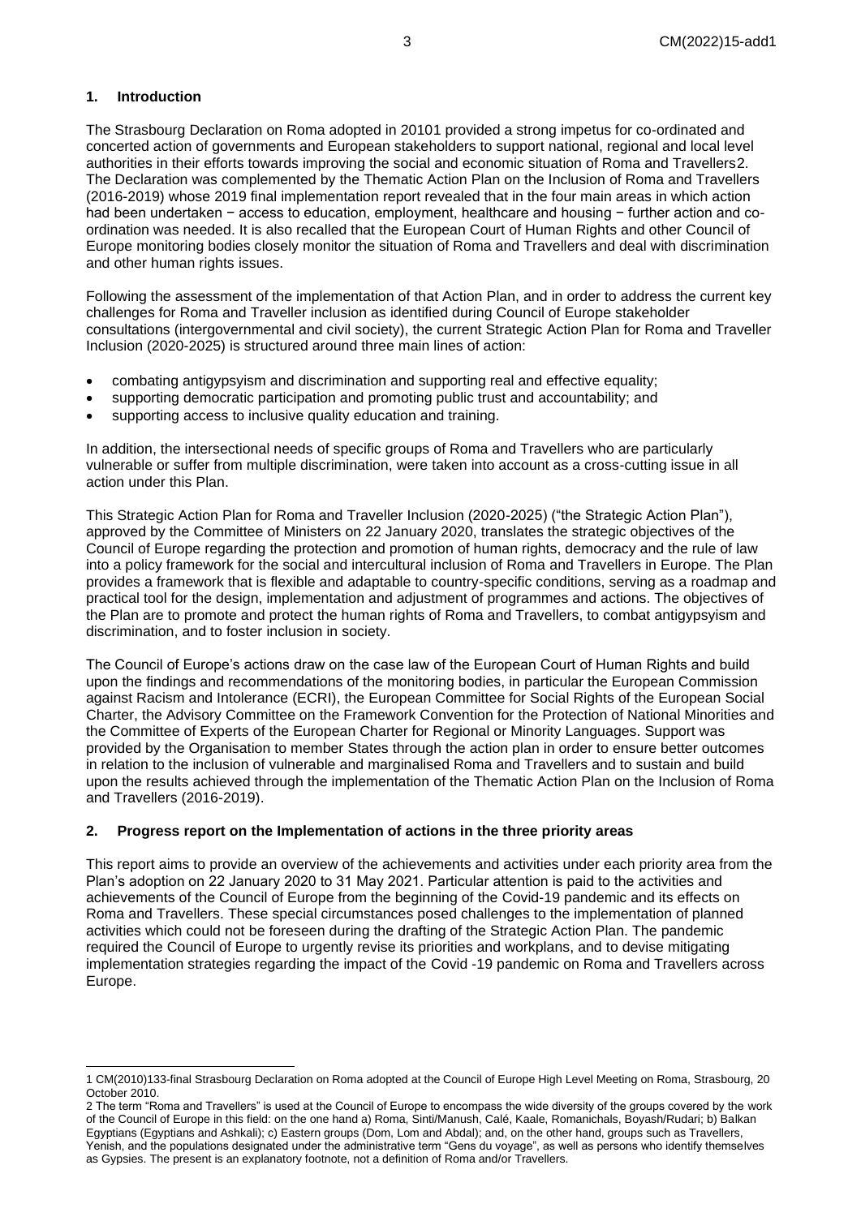## 1. Introduction

The Strasbourg Declaration on Roma adopted in 2010[1] provided a strong impetus for co-ordinated and concerted action of governments and European stakeholders to support national, regional and local level authorities in their efforts towards improving the social and economic situation of Roma and Travellers[2]. The Declaration was complemented by the Thematic Action Plan on the Inclusion of Roma and Travellers (2016-2019) whose 2019 final implementation report revealed that in the four main areas in which action had been undertaken − access to education, employment, healthcare and housing − further action and co-ordination was needed. It is also recalled that the European Court of Human Rights and other Council of Europe monitoring bodies closely monitor the situation of Roma and Travellers and deal with discrimination and other human rights issues.

Following the assessment of the implementation of that Action Plan, and in order to address the current key challenges for Roma and Traveller inclusion as identified during Council of Europe stakeholder consultations (intergovernmental and civil society), the current Strategic Action Plan for Roma and Traveller Inclusion (2020-2025) is structured around three main lines of action:

- combating antigypsyism and discrimination and supporting real and effective equality;
- supporting democratic participation and promoting public trust and accountability; and
- supporting access to inclusive quality education and training.

In addition, the intersectional needs of specific groups of Roma and Travellers who are particularly vulnerable or suffer from multiple discrimination, were taken into account as a cross-cutting issue in all action under this Plan.

This Strategic Action Plan for Roma and Traveller Inclusion (2020-2025) ("the Strategic Action Plan"), approved by the Committee of Ministers on 22 January 2020, translates the strategic objectives of the Council of Europe regarding the protection and promotion of human rights, democracy and the rule of law into a policy framework for the social and intercultural inclusion of Roma and Travellers in Europe. The Plan provides a framework that is flexible and adaptable to country-specific conditions, serving as a roadmap and practical tool for the design, implementation and adjustment of programmes and actions. The objectives of the Plan are to promote and protect the human rights of Roma and Travellers, to combat antigypsyism and discrimination, and to foster inclusion in society.

The Council of Europe's actions draw on the case law of the European Court of Human Rights and build upon the findings and recommendations of the monitoring bodies, in particular the European Commission against Racism and Intolerance (ECRI), the European Committee for Social Rights of the European Social Charter, the Advisory Committee on the Framework Convention for the Protection of National Minorities and the Committee of Experts of the European Charter for Regional or Minority Languages. Support was provided by the Organisation to member States through the action plan in order to ensure better outcomes in relation to the inclusion of vulnerable and marginalised Roma and Travellers and to sustain and build upon the results achieved through the implementation of the Thematic Action Plan on the Inclusion of Roma and Travellers (2016-2019).

## 2. Progress report on the Implementation of actions in the three priority areas

This report aims to provide an overview of the achievements and activities under each priority area from the Plan's adoption on 22 January 2020 to 31 May 2021. Particular attention is paid to the activities and achievements of the Council of Europe from the beginning of the Covid-19 pandemic and its effects on Roma and Travellers. These special circumstances posed challenges to the implementation of planned activities which could not be foreseen during the drafting of the Strategic Action Plan. The pandemic required the Council of Europe to urgently revise its priorities and workplans, and to devise mitigating implementation strategies regarding the impact of the Covid -19 pandemic on Roma and Travellers across Europe.

---

[1] CM(2010)133-final Strasbourg Declaration on Roma adopted at the Council of Europe High Level Meeting on Roma, Strasbourg, 20 October 2010.

[2] The term "Roma and Travellers" is used at the Council of Europe to encompass the wide diversity of the groups covered by the work of the Council of Europe in this field: on the one hand a) Roma, Sinti/Manush, Calé, Kaale, Romanichals, Boyash/Rudari; b) Balkan Egyptians (Egyptians and Ashkali); c) Eastern groups (Dom, Lom and Abdal); and, on the other hand, groups such as Travellers, Yenish, and the populations designated under the administrative term "Gens du voyage", as well as persons who identify themselves as Gypsies. The present is an explanatory footnote, not a definition of Roma and/or Travellers.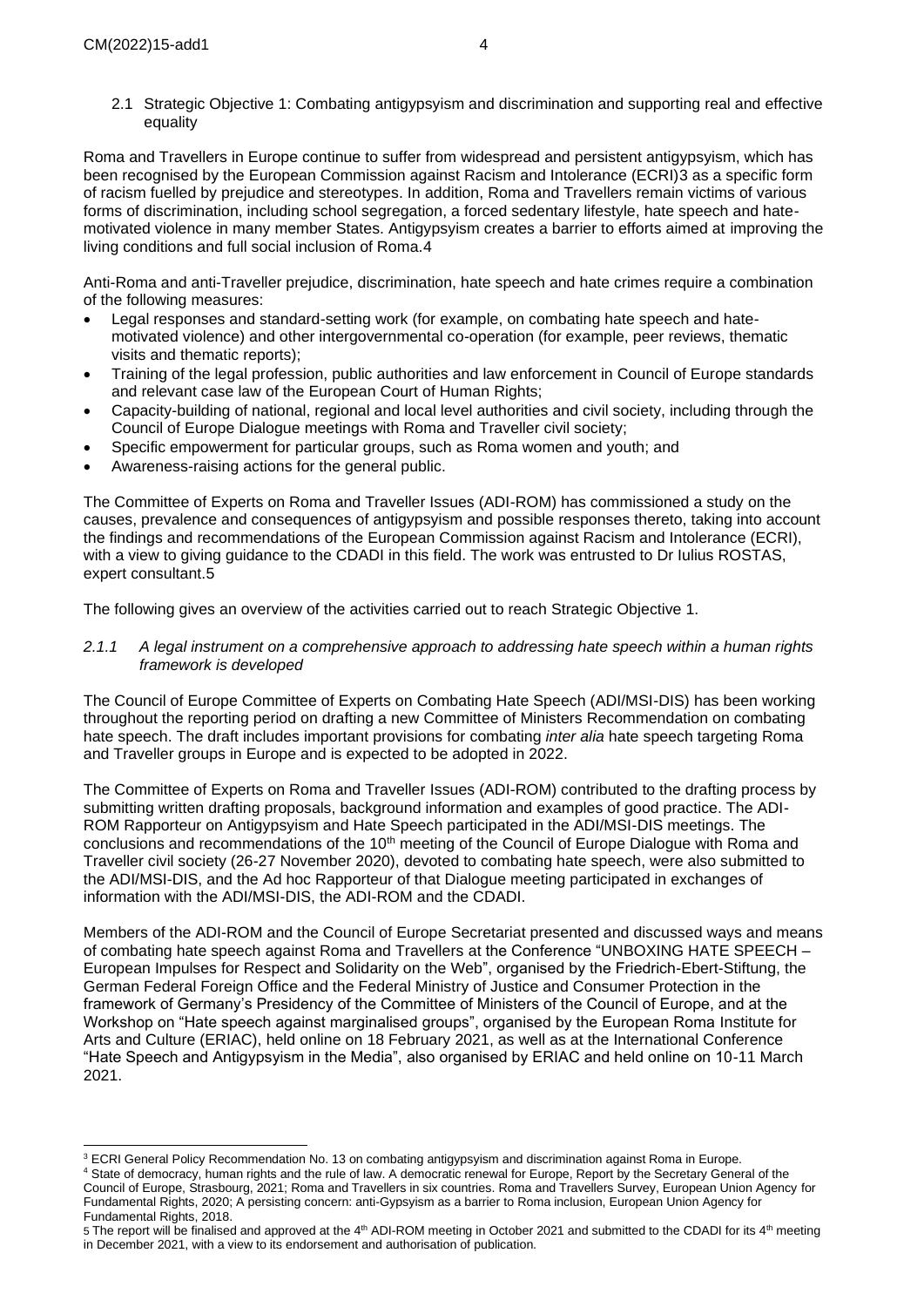## 2.1 Strategic Objective 1: Combating antigypsyism and discrimination and supporting real and effective equality

Roma and Travellers in Europe continue to suffer from widespread and persistent antigypsyism, which has been recognised by the European Commission against Racism and Intolerance (ECRI)[3] as a specific form of racism fuelled by prejudice and stereotypes. In addition, Roma and Travellers remain victims of various forms of discrimination, including school segregation, a forced sedentary lifestyle, hate speech and hate-motivated violence in many member States. Antigypsyism creates a barrier to efforts aimed at improving the living conditions and full social inclusion of Roma.[4]

Anti-Roma and anti-Traveller prejudice, discrimination, hate speech and hate crimes require a combination of the following measures:

- Legal responses and standard-setting work (for example, on combating hate speech and hate-motivated violence) and other intergovernmental co-operation (for example, peer reviews, thematic visits and thematic reports);
- Training of the legal profession, public authorities and law enforcement in Council of Europe standards and relevant case law of the European Court of Human Rights;
- Capacity-building of national, regional and local level authorities and civil society, including through the Council of Europe Dialogue meetings with Roma and Traveller civil society;
- Specific empowerment for particular groups, such as Roma women and youth; and
- Awareness-raising actions for the general public.

The Committee of Experts on Roma and Traveller Issues (ADI-ROM) has commissioned a study on the causes, prevalence and consequences of antigypsyism and possible responses thereto, taking into account the findings and recommendations of the European Commission against Racism and Intolerance (ECRI), with a view to giving guidance to the CDADI in this field. The work was entrusted to Dr Iulius ROSTAS, expert consultant.[5]

The following gives an overview of the activities carried out to reach Strategic Objective 1.

### *2.1.1 A legal instrument on a comprehensive approach to addressing hate speech within a human rights framework is developed*

The Council of Europe Committee of Experts on Combating Hate Speech (ADI/MSI-DIS) has been working throughout the reporting period on drafting a new Committee of Ministers Recommendation on combating hate speech. The draft includes important provisions for combating *inter alia* hate speech targeting Roma and Traveller groups in Europe and is expected to be adopted in 2022.

The Committee of Experts on Roma and Traveller Issues (ADI-ROM) contributed to the drafting process by submitting written drafting proposals, background information and examples of good practice. The ADI-ROM Rapporteur on Antigypsyism and Hate Speech participated in the ADI/MSI-DIS meetings. The conclusions and recommendations of the 10th meeting of the Council of Europe Dialogue with Roma and Traveller civil society (26-27 November 2020), devoted to combating hate speech, were also submitted to the ADI/MSI-DIS, and the Ad hoc Rapporteur of that Dialogue meeting participated in exchanges of information with the ADI/MSI-DIS, the ADI-ROM and the CDADI.

Members of the ADI-ROM and the Council of Europe Secretariat presented and discussed ways and means of combating hate speech against Roma and Travellers at the Conference "UNBOXING HATE SPEECH – European Impulses for Respect and Solidarity on the Web", organised by the Friedrich-Ebert-Stiftung, the German Federal Foreign Office and the Federal Ministry of Justice and Consumer Protection in the framework of Germany's Presidency of the Committee of Ministers of the Council of Europe, and at the Workshop on "Hate speech against marginalised groups", organised by the European Roma Institute for Arts and Culture (ERIAC), held online on 18 February 2021, as well as at the International Conference "Hate Speech and Antigypsyism in the Media", also organised by ERIAC and held online on 10-11 March 2021.

---

[3] ECRI General Policy Recommendation No. 13 on combating antigypsyism and discrimination against Roma in Europe.

[4] State of democracy, human rights and the rule of law. A democratic renewal for Europe, Report by the Secretary General of the Council of Europe, Strasbourg, 2021; Roma and Travellers in six countries. Roma and Travellers Survey, European Union Agency for Fundamental Rights, 2020; A persisting concern: anti-Gypsyism as a barrier to Roma inclusion, European Union Agency for Fundamental Rights, 2018.

[5] The report will be finalised and approved at the 4th ADI-ROM meeting in October 2021 and submitted to the CDADI for its 4th meeting in December 2021, with a view to its endorsement and authorisation of publication.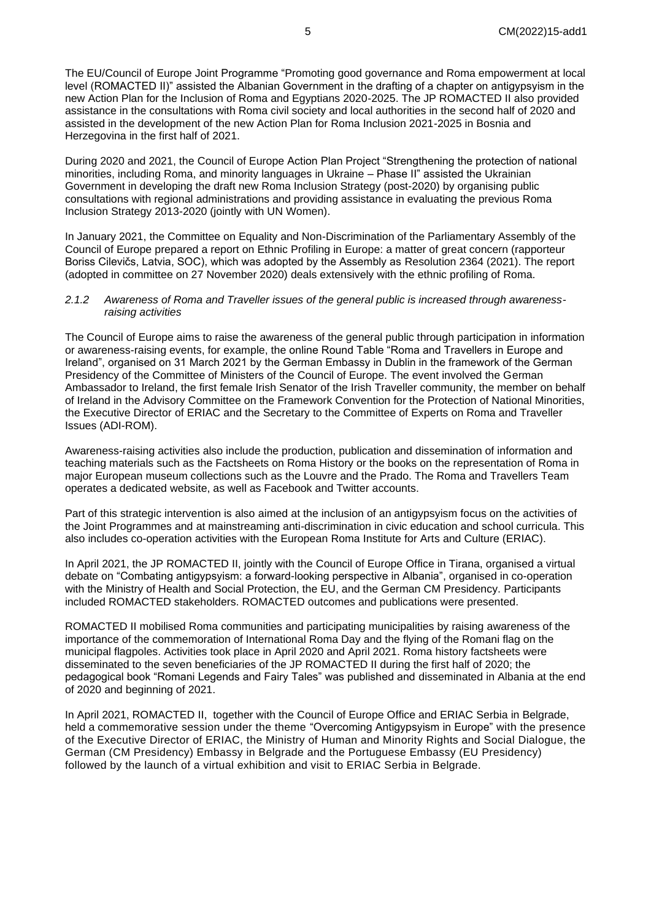The EU/Council of Europe Joint Programme “Promoting good governance and Roma empowerment at local level (ROMACTED II)” assisted the Albanian Government in the drafting of a chapter on antigypsyism in the new Action Plan for the Inclusion of Roma and Egyptians 2020-2025. The JP ROMACTED II also provided assistance in the consultations with Roma civil society and local authorities in the second half of 2020 and assisted in the development of the new Action Plan for Roma Inclusion 2021-2025 in Bosnia and Herzegovina in the first half of 2021.

During 2020 and 2021, the Council of Europe Action Plan Project “Strengthening the protection of national minorities, including Roma, and minority languages in Ukraine – Phase II” assisted the Ukrainian Government in developing the draft new Roma Inclusion Strategy (post-2020) by organising public consultations with regional administrations and providing assistance in evaluating the previous Roma Inclusion Strategy 2013-2020 (jointly with UN Women).

In January 2021, the Committee on Equality and Non-Discrimination of the Parliamentary Assembly of the Council of Europe prepared a report on Ethnic Profiling in Europe: a matter of great concern (rapporteur Boriss Cilevičs, Latvia, SOC), which was adopted by the Assembly as Resolution 2364 (2021). The report (adopted in committee on 27 November 2020) deals extensively with the ethnic profiling of Roma.

#### *2.1.2 Awareness of Roma and Traveller issues of the general public is increased through awareness-raising activities*

The Council of Europe aims to raise the awareness of the general public through participation in information or awareness-raising events, for example, the online Round Table “Roma and Travellers in Europe and Ireland”, organised on 31 March 2021 by the German Embassy in Dublin in the framework of the German Presidency of the Committee of Ministers of the Council of Europe. The event involved the German Ambassador to Ireland, the first female Irish Senator of the Irish Traveller community, the member on behalf of Ireland in the Advisory Committee on the Framework Convention for the Protection of National Minorities, the Executive Director of ERIAC and the Secretary to the Committee of Experts on Roma and Traveller Issues (ADI-ROM).

Awareness-raising activities also include the production, publication and dissemination of information and teaching materials such as the Factsheets on Roma History or the books on the representation of Roma in major European museum collections such as the Louvre and the Prado. The Roma and Travellers Team operates a dedicated website, as well as Facebook and Twitter accounts.

Part of this strategic intervention is also aimed at the inclusion of an antigypsyism focus on the activities of the Joint Programmes and at mainstreaming anti-discrimination in civic education and school curricula. This also includes co-operation activities with the European Roma Institute for Arts and Culture (ERIAC).

In April 2021, the JP ROMACTED II, jointly with the Council of Europe Office in Tirana, organised a virtual debate on “Combating antigypsyism: a forward-looking perspective in Albania”, organised in co-operation with the Ministry of Health and Social Protection, the EU, and the German CM Presidency. Participants included ROMACTED stakeholders. ROMACTED outcomes and publications were presented.

ROMACTED II mobilised Roma communities and participating municipalities by raising awareness of the importance of the commemoration of International Roma Day and the flying of the Romani flag on the municipal flagpoles. Activities took place in April 2020 and April 2021. Roma history factsheets were disseminated to the seven beneficiaries of the JP ROMACTED II during the first half of 2020; the pedagogical book “Romani Legends and Fairy Tales” was published and disseminated in Albania at the end of 2020 and beginning of 2021.

In April 2021, ROMACTED II, together with the Council of Europe Office and ERIAC Serbia in Belgrade, held a commemorative session under the theme “Overcoming Antigypsyism in Europe” with the presence of the Executive Director of ERIAC, the Ministry of Human and Minority Rights and Social Dialogue, the German (CM Presidency) Embassy in Belgrade and the Portuguese Embassy (EU Presidency) followed by the launch of a virtual exhibition and visit to ERIAC Serbia in Belgrade.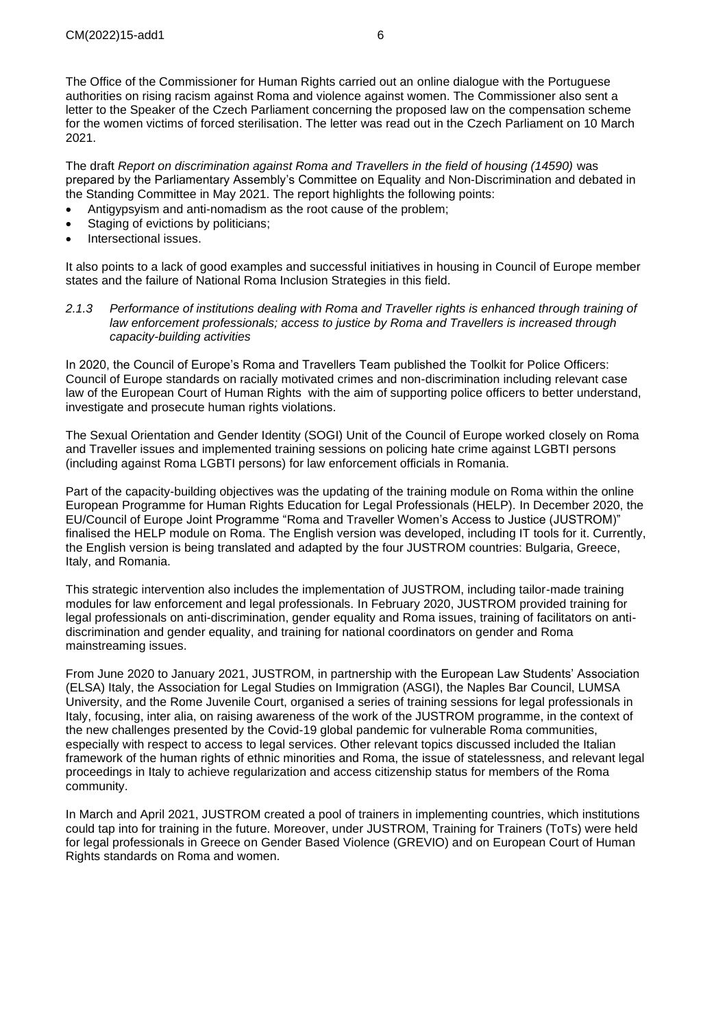The Office of the Commissioner for Human Rights carried out an online dialogue with the Portuguese authorities on rising racism against Roma and violence against women. The Commissioner also sent a letter to the Speaker of the Czech Parliament concerning the proposed law on the compensation scheme for the women victims of forced sterilisation. The letter was read out in the Czech Parliament on 10 March 2021.

The draft *Report on discrimination against Roma and Travellers in the field of housing (14590)* was prepared by the Parliamentary Assembly's Committee on Equality and Non-Discrimination and debated in the Standing Committee in May 2021. The report highlights the following points:

- Antigypsyism and anti-nomadism as the root cause of the problem;
- Staging of evictions by politicians;
- Intersectional issues.

It also points to a lack of good examples and successful initiatives in housing in Council of Europe member states and the failure of National Roma Inclusion Strategies in this field.

*2.1.3 Performance of institutions dealing with Roma and Traveller rights is enhanced through training of law enforcement professionals; access to justice by Roma and Travellers is increased through capacity-building activities*

In 2020, the Council of Europe's Roma and Travellers Team published the Toolkit for Police Officers: Council of Europe standards on racially motivated crimes and non-discrimination including relevant case law of the European Court of Human Rights with the aim of supporting police officers to better understand, investigate and prosecute human rights violations.

The Sexual Orientation and Gender Identity (SOGI) Unit of the Council of Europe worked closely on Roma and Traveller issues and implemented training sessions on policing hate crime against LGBTI persons (including against Roma LGBTI persons) for law enforcement officials in Romania.

Part of the capacity-building objectives was the updating of the training module on Roma within the online European Programme for Human Rights Education for Legal Professionals (HELP). In December 2020, the EU/Council of Europe Joint Programme "Roma and Traveller Women's Access to Justice (JUSTROM)" finalised the HELP module on Roma. The English version was developed, including IT tools for it. Currently, the English version is being translated and adapted by the four JUSTROM countries: Bulgaria, Greece, Italy, and Romania.

This strategic intervention also includes the implementation of JUSTROM, including tailor-made training modules for law enforcement and legal professionals. In February 2020, JUSTROM provided training for legal professionals on anti-discrimination, gender equality and Roma issues, training of facilitators on anti-discrimination and gender equality, and training for national coordinators on gender and Roma mainstreaming issues.

From June 2020 to January 2021, JUSTROM, in partnership with the European Law Students' Association (ELSA) Italy, the Association for Legal Studies on Immigration (ASGI), the Naples Bar Council, LUMSA University, and the Rome Juvenile Court, organised a series of training sessions for legal professionals in Italy, focusing, inter alia, on raising awareness of the work of the JUSTROM programme, in the context of the new challenges presented by the Covid-19 global pandemic for vulnerable Roma communities, especially with respect to access to legal services. Other relevant topics discussed included the Italian framework of the human rights of ethnic minorities and Roma, the issue of statelessness, and relevant legal proceedings in Italy to achieve regularization and access citizenship status for members of the Roma community.

In March and April 2021, JUSTROM created a pool of trainers in implementing countries, which institutions could tap into for training in the future. Moreover, under JUSTROM, Training for Trainers (ToTs) were held for legal professionals in Greece on Gender Based Violence (GREVIO) and on European Court of Human Rights standards on Roma and women.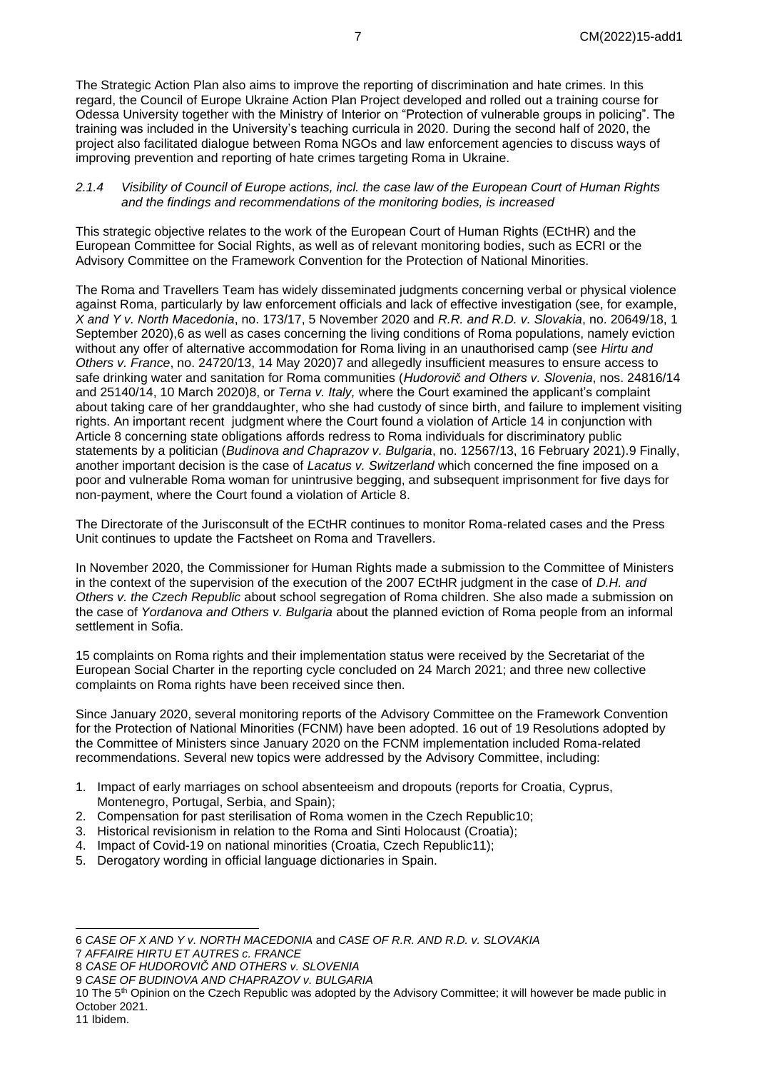The Strategic Action Plan also aims to improve the reporting of discrimination and hate crimes. In this regard, the Council of Europe Ukraine Action Plan Project developed and rolled out a training course for Odessa University together with the Ministry of Interior on "Protection of vulnerable groups in policing". The training was included in the University's teaching curricula in 2020. During the second half of 2020, the project also facilitated dialogue between Roma NGOs and law enforcement agencies to discuss ways of improving prevention and reporting of hate crimes targeting Roma in Ukraine.

#### *2.1.4 Visibility of Council of Europe actions, incl. the case law of the European Court of Human Rights and the findings and recommendations of the monitoring bodies, is increased*

This strategic objective relates to the work of the European Court of Human Rights (ECtHR) and the European Committee for Social Rights, as well as of relevant monitoring bodies, such as ECRI or the Advisory Committee on the Framework Convention for the Protection of National Minorities.

The Roma and Travellers Team has widely disseminated judgments concerning verbal or physical violence against Roma, particularly by law enforcement officials and lack of effective investigation (see, for example, *X and Y v. North Macedonia*, no. 173/17, 5 November 2020 and *R.R. and R.D. v. Slovakia*, no. 20649/18, 1 September 2020),[6] as well as cases concerning the living conditions of Roma populations, namely eviction without any offer of alternative accommodation for Roma living in an unauthorised camp (see *Hirtu and Others v. France*, no. 24720/13, 14 May 2020)[7] and allegedly insufficient measures to ensure access to safe drinking water and sanitation for Roma communities (*Hudorovič and Others v. Slovenia*, nos. 24816/14 and 25140/14, 10 March 2020)[8], or *Terna v. Italy,* where the Court examined the applicant's complaint about taking care of her granddaughter, who she had custody of since birth, and failure to implement visiting rights. An important recent judgment where the Court found a violation of Article 14 in conjunction with Article 8 concerning state obligations affords redress to Roma individuals for discriminatory public statements by a politician (*Budinova and Chaprazov v. Bulgaria*, no. 12567/13, 16 February 2021).[9] Finally, another important decision is the case of *Lacatus v. Switzerland* which concerned the fine imposed on a poor and vulnerable Roma woman for unintrusive begging, and subsequent imprisonment for five days for non-payment, where the Court found a violation of Article 8.

The Directorate of the Jurisconsult of the ECtHR continues to monitor Roma-related cases and the Press Unit continues to update the Factsheet on Roma and Travellers.

In November 2020, the Commissioner for Human Rights made a submission to the Committee of Ministers in the context of the supervision of the execution of the 2007 ECtHR judgment in the case of *D.H. and Others v. the Czech Republic* about school segregation of Roma children. She also made a submission on the case of *Yordanova and Others v. Bulgaria* about the planned eviction of Roma people from an informal settlement in Sofia.

15 complaints on Roma rights and their implementation status were received by the Secretariat of the European Social Charter in the reporting cycle concluded on 24 March 2021; and three new collective complaints on Roma rights have been received since then.

Since January 2020, several monitoring reports of the Advisory Committee on the Framework Convention for the Protection of National Minorities (FCNM) have been adopted. 16 out of 19 Resolutions adopted by the Committee of Ministers since January 2020 on the FCNM implementation included Roma-related recommendations. Several new topics were addressed by the Advisory Committee, including:

1. Impact of early marriages on school absenteeism and dropouts (reports for Croatia, Cyprus, Montenegro, Portugal, Serbia, and Spain);
2. Compensation for past sterilisation of Roma women in the Czech Republic[10];
3. Historical revisionism in relation to the Roma and Sinti Holocaust (Croatia);
4. Impact of Covid-19 on national minorities (Croatia, Czech Republic[11]);
5. Derogatory wording in official language dictionaries in Spain.

---

[6] *CASE OF X AND Y v. NORTH MACEDONIA* and *CASE OF R.R. AND R.D. v. SLOVAKIA*

[7] *AFFAIRE HIRTU ET AUTRES c. FRANCE*

[8] *CASE OF HUDOROVIČ AND OTHERS v. SLOVENIA*

[9] *CASE OF BUDINOVA AND CHAPRAZOV v. BULGARIA*

[10] The 5th Opinion on the Czech Republic was adopted by the Advisory Committee; it will however be made public in October 2021.

[11] Ibidem.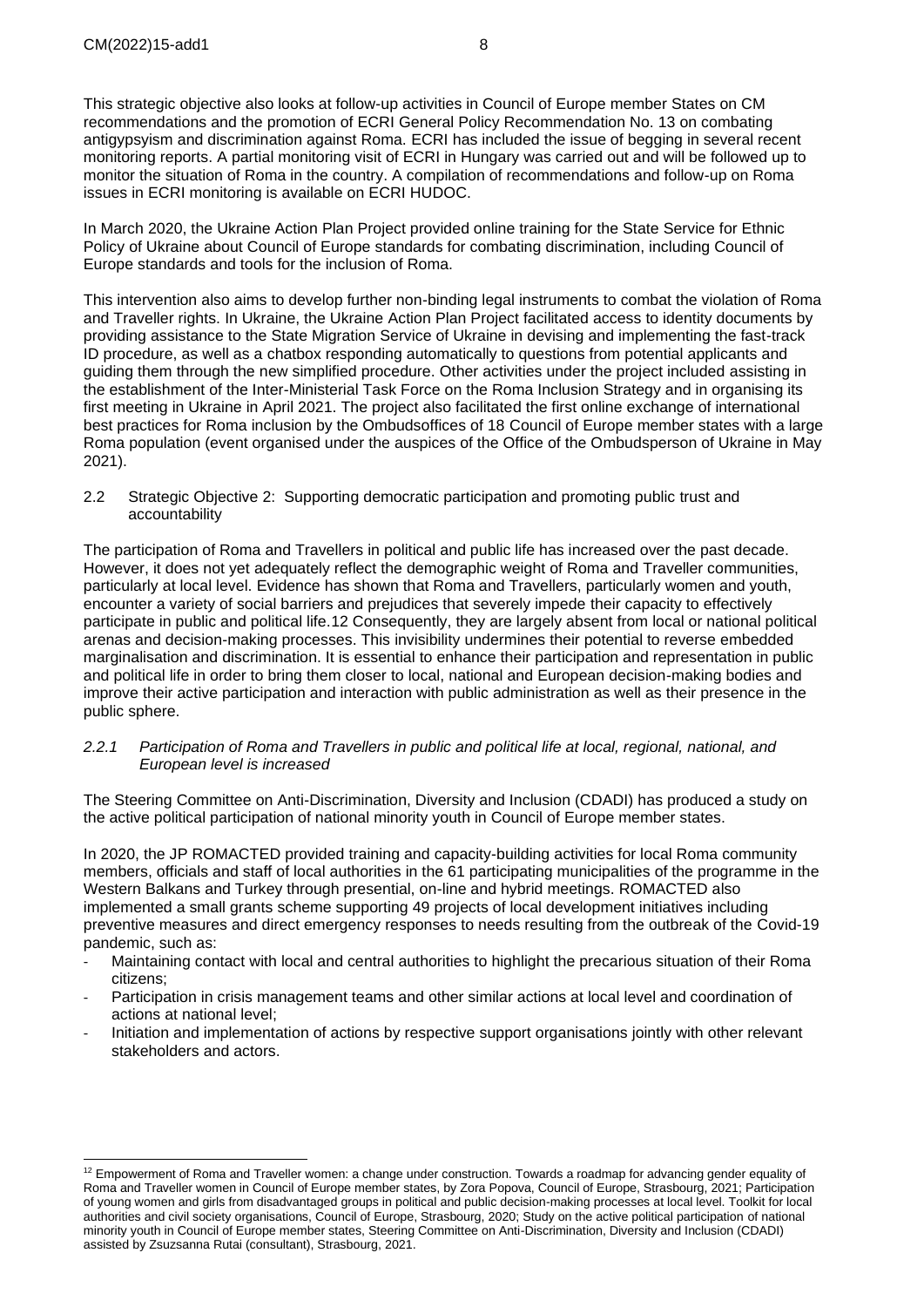This strategic objective also looks at follow-up activities in Council of Europe member States on CM recommendations and the promotion of ECRI General Policy Recommendation No. 13 on combating antigypsyism and discrimination against Roma. ECRI has included the issue of begging in several recent monitoring reports. A partial monitoring visit of ECRI in Hungary was carried out and will be followed up to monitor the situation of Roma in the country. A compilation of recommendations and follow-up on Roma issues in ECRI monitoring is available on ECRI HUDOC.

In March 2020, the Ukraine Action Plan Project provided online training for the State Service for Ethnic Policy of Ukraine about Council of Europe standards for combating discrimination, including Council of Europe standards and tools for the inclusion of Roma.

This intervention also aims to develop further non-binding legal instruments to combat the violation of Roma and Traveller rights. In Ukraine, the Ukraine Action Plan Project facilitated access to identity documents by providing assistance to the State Migration Service of Ukraine in devising and implementing the fast-track ID procedure, as well as a chatbox responding automatically to questions from potential applicants and guiding them through the new simplified procedure. Other activities under the project included assisting in the establishment of the Inter-Ministerial Task Force on the Roma Inclusion Strategy and in organising its first meeting in Ukraine in April 2021. The project also facilitated the first online exchange of international best practices for Roma inclusion by the Ombudsoffices of 18 Council of Europe member states with a large Roma population (event organised under the auspices of the Office of the Ombudsperson of Ukraine in May 2021).

## 2.2 Strategic Objective 2: Supporting democratic participation and promoting public trust and accountability

The participation of Roma and Travellers in political and public life has increased over the past decade. However, it does not yet adequately reflect the demographic weight of Roma and Traveller communities, particularly at local level. Evidence has shown that Roma and Travellers, particularly women and youth, encounter a variety of social barriers and prejudices that severely impede their capacity to effectively participate in public and political life.[12] Consequently, they are largely absent from local or national political arenas and decision-making processes. This invisibility undermines their potential to reverse embedded marginalisation and discrimination. It is essential to enhance their participation and representation in public and political life in order to bring them closer to local, national and European decision-making bodies and improve their active participation and interaction with public administration as well as their presence in the public sphere.

### *2.2.1 Participation of Roma and Travellers in public and political life at local, regional, national, and European level is increased*

The Steering Committee on Anti-Discrimination, Diversity and Inclusion (CDADI) has produced a study on the active political participation of national minority youth in Council of Europe member states.

In 2020, the JP ROMACTED provided training and capacity-building activities for local Roma community members, officials and staff of local authorities in the 61 participating municipalities of the programme in the Western Balkans and Turkey through presential, on-line and hybrid meetings. ROMACTED also implemented a small grants scheme supporting 49 projects of local development initiatives including preventive measures and direct emergency responses to needs resulting from the outbreak of the Covid-19 pandemic, such as:

- Maintaining contact with local and central authorities to highlight the precarious situation of their Roma citizens;
- Participation in crisis management teams and other similar actions at local level and coordination of actions at national level;
- Initiation and implementation of actions by respective support organisations jointly with other relevant stakeholders and actors.

---

[12] Empowerment of Roma and Traveller women: a change under construction. Towards a roadmap for advancing gender equality of Roma and Traveller women in Council of Europe member states, by Zora Popova, Council of Europe, Strasbourg, 2021; Participation of young women and girls from disadvantaged groups in political and public decision-making processes at local level. Toolkit for local authorities and civil society organisations, Council of Europe, Strasbourg, 2020; Study on the active political participation of national minority youth in Council of Europe member states, Steering Committee on Anti-Discrimination, Diversity and Inclusion (CDADI) assisted by Zsuzsanna Rutai (consultant), Strasbourg, 2021.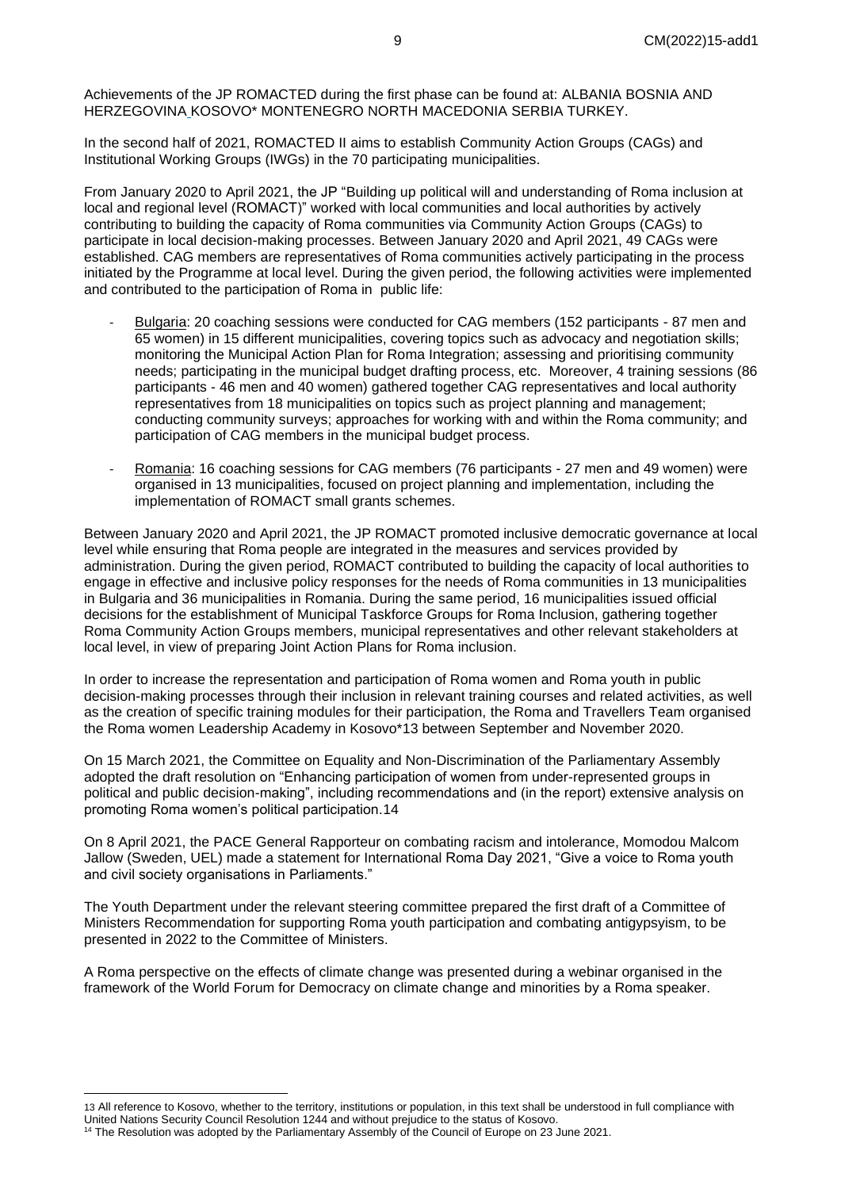Achievements of the JP ROMACTED during the first phase can be found at: ALBANIA BOSNIA AND HERZEGOVINA KOSOVO* MONTENEGRO NORTH MACEDONIA SERBIA TURKEY.

In the second half of 2021, ROMACTED II aims to establish Community Action Groups (CAGs) and Institutional Working Groups (IWGs) in the 70 participating municipalities.

From January 2020 to April 2021, the JP "Building up political will and understanding of Roma inclusion at local and regional level (ROMACT)" worked with local communities and local authorities by actively contributing to building the capacity of Roma communities via Community Action Groups (CAGs) to participate in local decision-making processes. Between January 2020 and April 2021, 49 CAGs were established. CAG members are representatives of Roma communities actively participating in the process initiated by the Programme at local level. During the given period, the following activities were implemented and contributed to the participation of Roma in public life:

- Bulgaria: 20 coaching sessions were conducted for CAG members (152 participants - 87 men and 65 women) in 15 different municipalities, covering topics such as advocacy and negotiation skills; monitoring the Municipal Action Plan for Roma Integration; assessing and prioritising community needs; participating in the municipal budget drafting process, etc. Moreover, 4 training sessions (86 participants - 46 men and 40 women) gathered together CAG representatives and local authority representatives from 18 municipalities on topics such as project planning and management; conducting community surveys; approaches for working with and within the Roma community; and participation of CAG members in the municipal budget process.
- Romania: 16 coaching sessions for CAG members (76 participants - 27 men and 49 women) were organised in 13 municipalities, focused on project planning and implementation, including the implementation of ROMACT small grants schemes.

Between January 2020 and April 2021, the JP ROMACT promoted inclusive democratic governance at local level while ensuring that Roma people are integrated in the measures and services provided by administration. During the given period, ROMACT contributed to building the capacity of local authorities to engage in effective and inclusive policy responses for the needs of Roma communities in 13 municipalities in Bulgaria and 36 municipalities in Romania. During the same period, 16 municipalities issued official decisions for the establishment of Municipal Taskforce Groups for Roma Inclusion, gathering together Roma Community Action Groups members, municipal representatives and other relevant stakeholders at local level, in view of preparing Joint Action Plans for Roma inclusion.

In order to increase the representation and participation of Roma women and Roma youth in public decision-making processes through their inclusion in relevant training courses and related activities, as well as the creation of specific training modules for their participation, the Roma and Travellers Team organised the Roma women Leadership Academy in Kosovo*[13] between September and November 2020.

On 15 March 2021, the Committee on Equality and Non-Discrimination of the Parliamentary Assembly adopted the draft resolution on "Enhancing participation of women from under-represented groups in political and public decision-making", including recommendations and (in the report) extensive analysis on promoting Roma women's political participation.[14]

On 8 April 2021, the PACE General Rapporteur on combating racism and intolerance, Momodou Malcom Jallow (Sweden, UEL) made a statement for International Roma Day 2021, "Give a voice to Roma youth and civil society organisations in Parliaments."

The Youth Department under the relevant steering committee prepared the first draft of a Committee of Ministers Recommendation for supporting Roma youth participation and combating antigypsyism, to be presented in 2022 to the Committee of Ministers.

A Roma perspective on the effects of climate change was presented during a webinar organised in the framework of the World Forum for Democracy on climate change and minorities by a Roma speaker.

---

[13] All reference to Kosovo, whether to the territory, institutions or population, in this text shall be understood in full compliance with United Nations Security Council Resolution 1244 and without prejudice to the status of Kosovo.

[14] The Resolution was adopted by the Parliamentary Assembly of the Council of Europe on 23 June 2021.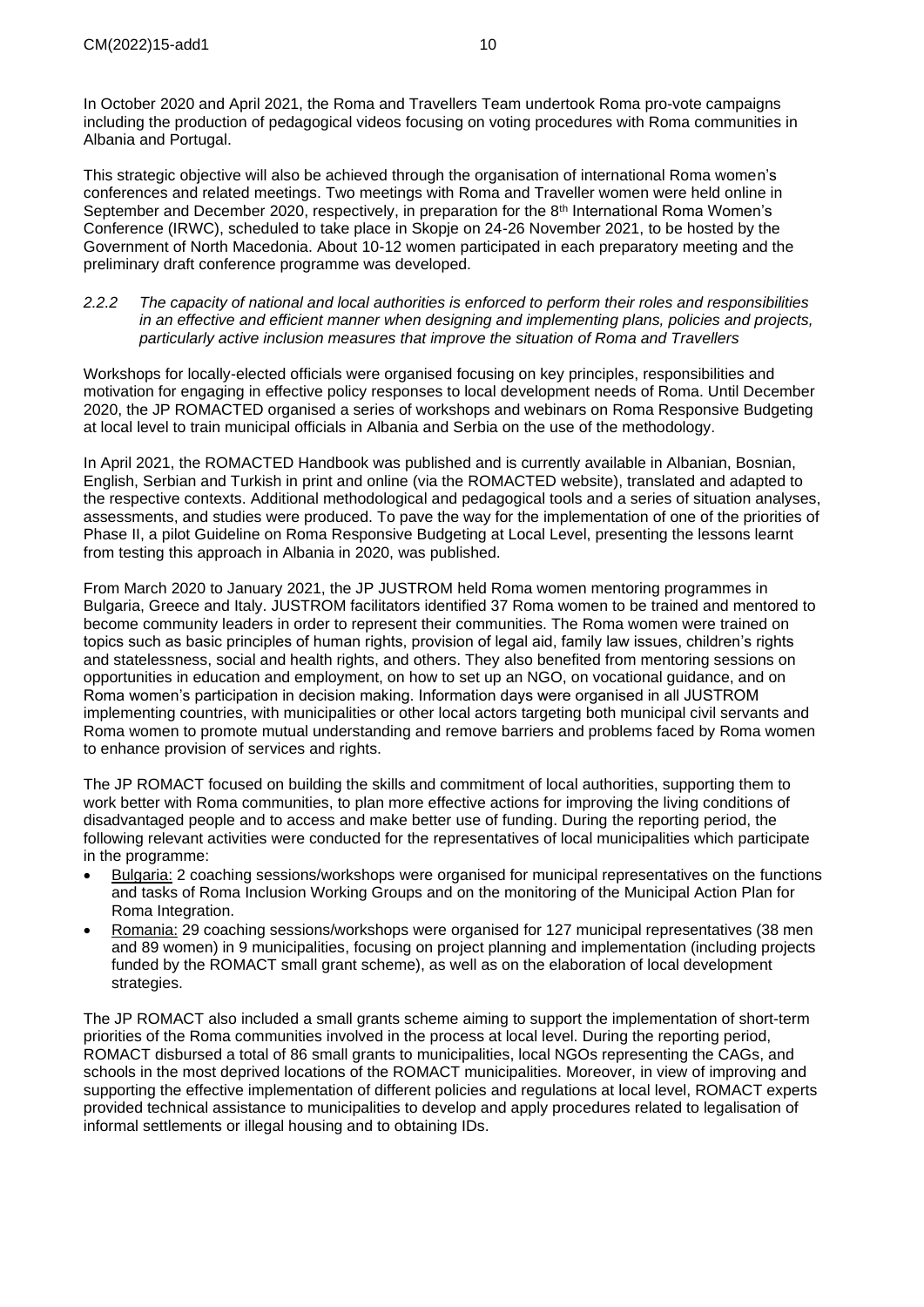In October 2020 and April 2021, the Roma and Travellers Team undertook Roma pro-vote campaigns including the production of pedagogical videos focusing on voting procedures with Roma communities in Albania and Portugal.

This strategic objective will also be achieved through the organisation of international Roma women's conferences and related meetings. Two meetings with Roma and Traveller women were held online in September and December 2020, respectively, in preparation for the 8th International Roma Women's Conference (IRWC), scheduled to take place in Skopje on 24-26 November 2021, to be hosted by the Government of North Macedonia. About 10-12 women participated in each preparatory meeting and the preliminary draft conference programme was developed.

*2.2.2 The capacity of national and local authorities is enforced to perform their roles and responsibilities in an effective and efficient manner when designing and implementing plans, policies and projects, particularly active inclusion measures that improve the situation of Roma and Travellers*

Workshops for locally-elected officials were organised focusing on key principles, responsibilities and motivation for engaging in effective policy responses to local development needs of Roma. Until December 2020, the JP ROMACTED organised a series of workshops and webinars on Roma Responsive Budgeting at local level to train municipal officials in Albania and Serbia on the use of the methodology.

In April 2021, the ROMACTED Handbook was published and is currently available in Albanian, Bosnian, English, Serbian and Turkish in print and online (via the ROMACTED website), translated and adapted to the respective contexts. Additional methodological and pedagogical tools and a series of situation analyses, assessments, and studies were produced. To pave the way for the implementation of one of the priorities of Phase II, a pilot Guideline on Roma Responsive Budgeting at Local Level, presenting the lessons learnt from testing this approach in Albania in 2020, was published.

From March 2020 to January 2021, the JP JUSTROM held Roma women mentoring programmes in Bulgaria, Greece and Italy. JUSTROM facilitators identified 37 Roma women to be trained and mentored to become community leaders in order to represent their communities. The Roma women were trained on topics such as basic principles of human rights, provision of legal aid, family law issues, children's rights and statelessness, social and health rights, and others. They also benefited from mentoring sessions on opportunities in education and employment, on how to set up an NGO, on vocational guidance, and on Roma women's participation in decision making. Information days were organised in all JUSTROM implementing countries, with municipalities or other local actors targeting both municipal civil servants and Roma women to promote mutual understanding and remove barriers and problems faced by Roma women to enhance provision of services and rights.

The JP ROMACT focused on building the skills and commitment of local authorities, supporting them to work better with Roma communities, to plan more effective actions for improving the living conditions of disadvantaged people and to access and make better use of funding. During the reporting period, the following relevant activities were conducted for the representatives of local municipalities which participate in the programme:

- Bulgaria: 2 coaching sessions/workshops were organised for municipal representatives on the functions and tasks of Roma Inclusion Working Groups and on the monitoring of the Municipal Action Plan for Roma Integration.
- Romania: 29 coaching sessions/workshops were organised for 127 municipal representatives (38 men and 89 women) in 9 municipalities, focusing on project planning and implementation (including projects funded by the ROMACT small grant scheme), as well as on the elaboration of local development strategies.

The JP ROMACT also included a small grants scheme aiming to support the implementation of short-term priorities of the Roma communities involved in the process at local level. During the reporting period, ROMACT disbursed a total of 86 small grants to municipalities, local NGOs representing the CAGs, and schools in the most deprived locations of the ROMACT municipalities. Moreover, in view of improving and supporting the effective implementation of different policies and regulations at local level, ROMACT experts provided technical assistance to municipalities to develop and apply procedures related to legalisation of informal settlements or illegal housing and to obtaining IDs.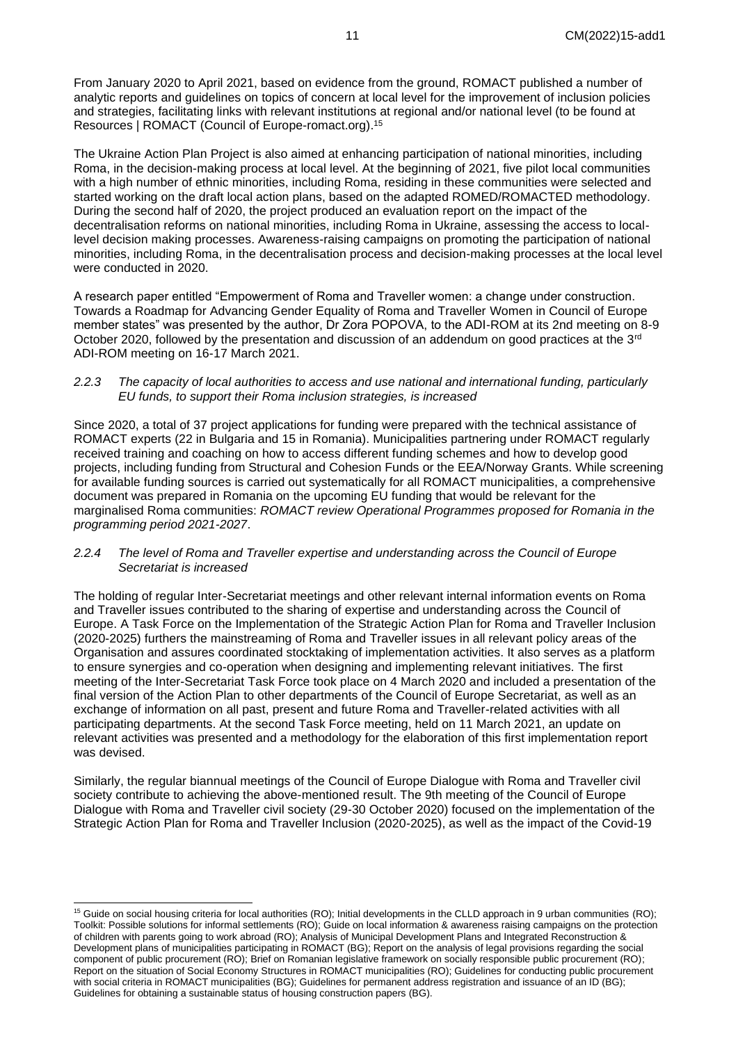From January 2020 to April 2021, based on evidence from the ground, ROMACT published a number of analytic reports and guidelines on topics of concern at local level for the improvement of inclusion policies and strategies, facilitating links with relevant institutions at regional and/or national level (to be found at Resources | ROMACT (Council of Europe-romact.org).[15]

The Ukraine Action Plan Project is also aimed at enhancing participation of national minorities, including Roma, in the decision-making process at local level. At the beginning of 2021, five pilot local communities with a high number of ethnic minorities, including Roma, residing in these communities were selected and started working on the draft local action plans, based on the adapted ROMED/ROMACTED methodology. During the second half of 2020, the project produced an evaluation report on the impact of the decentralisation reforms on national minorities, including Roma in Ukraine, assessing the access to local-level decision making processes. Awareness-raising campaigns on promoting the participation of national minorities, including Roma, in the decentralisation process and decision-making processes at the local level were conducted in 2020.

A research paper entitled "Empowerment of Roma and Traveller women: a change under construction. Towards a Roadmap for Advancing Gender Equality of Roma and Traveller Women in Council of Europe member states" was presented by the author, Dr Zora POPOVA, to the ADI-ROM at its 2nd meeting on 8-9 October 2020, followed by the presentation and discussion of an addendum on good practices at the 3rd ADI-ROM meeting on 16-17 March 2021.

*2.2.3 The capacity of local authorities to access and use national and international funding, particularly EU funds, to support their Roma inclusion strategies, is increased*

Since 2020, a total of 37 project applications for funding were prepared with the technical assistance of ROMACT experts (22 in Bulgaria and 15 in Romania). Municipalities partnering under ROMACT regularly received training and coaching on how to access different funding schemes and how to develop good projects, including funding from Structural and Cohesion Funds or the EEA/Norway Grants. While screening for available funding sources is carried out systematically for all ROMACT municipalities, a comprehensive document was prepared in Romania on the upcoming EU funding that would be relevant for the marginalised Roma communities: *ROMACT review Operational Programmes proposed for Romania in the programming period 2021-2027*.

*2.2.4 The level of Roma and Traveller expertise and understanding across the Council of Europe Secretariat is increased*

The holding of regular Inter-Secretariat meetings and other relevant internal information events on Roma and Traveller issues contributed to the sharing of expertise and understanding across the Council of Europe. A Task Force on the Implementation of the Strategic Action Plan for Roma and Traveller Inclusion (2020-2025) furthers the mainstreaming of Roma and Traveller issues in all relevant policy areas of the Organisation and assures coordinated stocktaking of implementation activities. It also serves as a platform to ensure synergies and co-operation when designing and implementing relevant initiatives. The first meeting of the Inter-Secretariat Task Force took place on 4 March 2020 and included a presentation of the final version of the Action Plan to other departments of the Council of Europe Secretariat, as well as an exchange of information on all past, present and future Roma and Traveller-related activities with all participating departments. At the second Task Force meeting, held on 11 March 2021, an update on relevant activities was presented and a methodology for the elaboration of this first implementation report was devised.

Similarly, the regular biannual meetings of the Council of Europe Dialogue with Roma and Traveller civil society contribute to achieving the above-mentioned result. The 9th meeting of the Council of Europe Dialogue with Roma and Traveller civil society (29-30 October 2020) focused on the implementation of the Strategic Action Plan for Roma and Traveller Inclusion (2020-2025), as well as the impact of the Covid-19

[15] Guide on social housing criteria for local authorities (RO); Initial developments in the CLLD approach in 9 urban communities (RO); Toolkit: Possible solutions for informal settlements (RO); Guide on local information & awareness raising campaigns on the protection of children with parents going to work abroad (RO); Analysis of Municipal Development Plans and Integrated Reconstruction & Development plans of municipalities participating in ROMACT (BG); Report on the analysis of legal provisions regarding the social component of public procurement (RO); Brief on Romanian legislative framework on socially responsible public procurement (RO); Report on the situation of Social Economy Structures in ROMACT municipalities (RO); Guidelines for conducting public procurement with social criteria in ROMACT municipalities (BG); Guidelines for permanent address registration and issuance of an ID (BG); Guidelines for obtaining a sustainable status of housing construction papers (BG).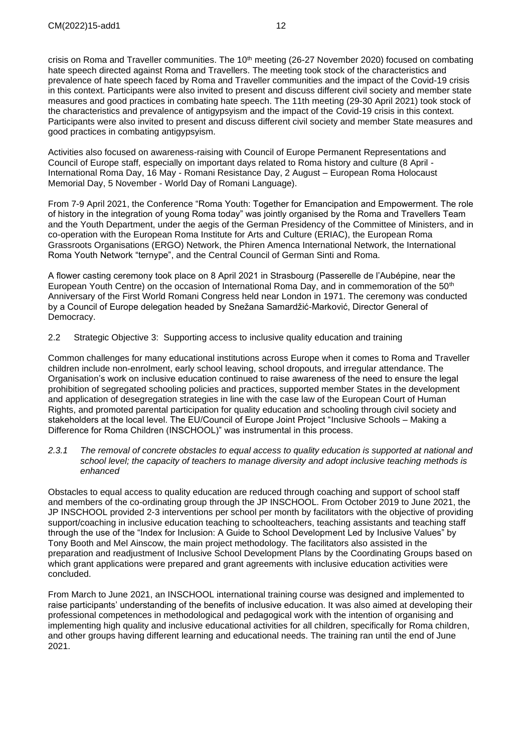crisis on Roma and Traveller communities. The 10th meeting (26-27 November 2020) focused on combating hate speech directed against Roma and Travellers. The meeting took stock of the characteristics and prevalence of hate speech faced by Roma and Traveller communities and the impact of the Covid-19 crisis in this context. Participants were also invited to present and discuss different civil society and member state measures and good practices in combating hate speech. The 11th meeting (29-30 April 2021) took stock of the characteristics and prevalence of antigypsyism and the impact of the Covid-19 crisis in this context. Participants were also invited to present and discuss different civil society and member State measures and good practices in combating antigypsyism.

Activities also focused on awareness-raising with Council of Europe Permanent Representations and Council of Europe staff, especially on important days related to Roma history and culture (8 April - International Roma Day, 16 May - Romani Resistance Day, 2 August – European Roma Holocaust Memorial Day, 5 November - World Day of Romani Language).

From 7-9 April 2021, the Conference "Roma Youth: Together for Emancipation and Empowerment. The role of history in the integration of young Roma today" was jointly organised by the Roma and Travellers Team and the Youth Department, under the aegis of the German Presidency of the Committee of Ministers, and in co-operation with the European Roma Institute for Arts and Culture (ERIAC), the European Roma Grassroots Organisations (ERGO) Network, the Phiren Amenca International Network, the International Roma Youth Network "ternype", and the Central Council of German Sinti and Roma.

A flower casting ceremony took place on 8 April 2021 in Strasbourg (Passerelle de l'Aubépine, near the European Youth Centre) on the occasion of International Roma Day, and in commemoration of the 50th Anniversary of the First World Romani Congress held near London in 1971. The ceremony was conducted by a Council of Europe delegation headed by Snežana Samardžić-Marković, Director General of Democracy.

## 2.2 Strategic Objective 3: Supporting access to inclusive quality education and training

Common challenges for many educational institutions across Europe when it comes to Roma and Traveller children include non-enrolment, early school leaving, school dropouts, and irregular attendance. The Organisation's work on inclusive education continued to raise awareness of the need to ensure the legal prohibition of segregated schooling policies and practices, supported member States in the development and application of desegregation strategies in line with the case law of the European Court of Human Rights, and promoted parental participation for quality education and schooling through civil society and stakeholders at the local level. The EU/Council of Europe Joint Project "Inclusive Schools – Making a Difference for Roma Children (INSCHOOL)" was instrumental in this process.

### *2.3.1 The removal of concrete obstacles to equal access to quality education is supported at national and school level; the capacity of teachers to manage diversity and adopt inclusive teaching methods is enhanced*

Obstacles to equal access to quality education are reduced through coaching and support of school staff and members of the co-ordinating group through the JP INSCHOOL. From October 2019 to June 2021, the JP INSCHOOL provided 2-3 interventions per school per month by facilitators with the objective of providing support/coaching in inclusive education teaching to schoolteachers, teaching assistants and teaching staff through the use of the "Index for Inclusion: A Guide to School Development Led by Inclusive Values" by Tony Booth and Mel Ainscow, the main project methodology. The facilitators also assisted in the preparation and readjustment of Inclusive School Development Plans by the Coordinating Groups based on which grant applications were prepared and grant agreements with inclusive education activities were concluded.

From March to June 2021, an INSCHOOL international training course was designed and implemented to raise participants' understanding of the benefits of inclusive education. It was also aimed at developing their professional competences in methodological and pedagogical work with the intention of organising and implementing high quality and inclusive educational activities for all children, specifically for Roma children, and other groups having different learning and educational needs. The training ran until the end of June 2021.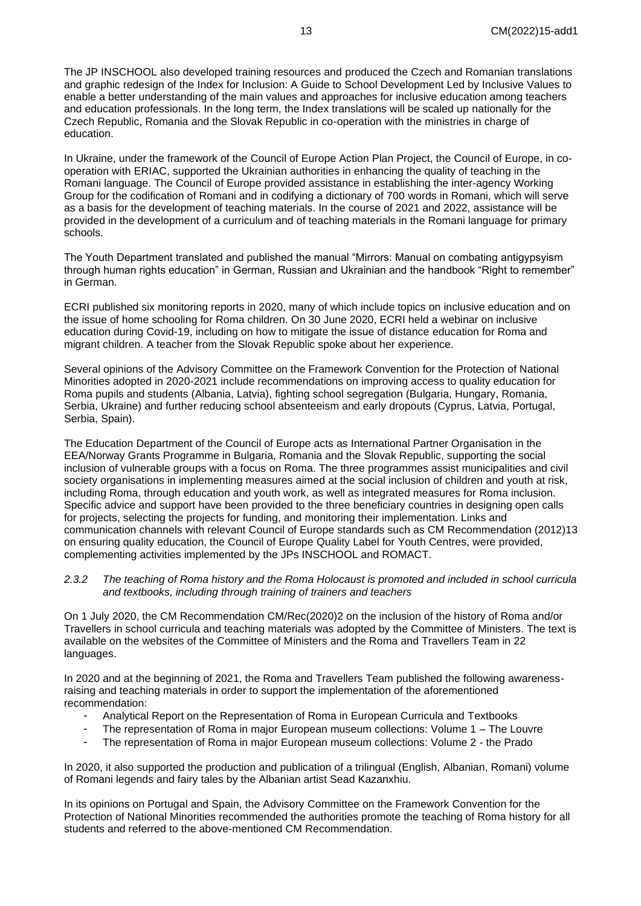The JP INSCHOOL also developed training resources and produced the Czech and Romanian translations and graphic redesign of the Index for Inclusion: A Guide to School Development Led by Inclusive Values to enable a better understanding of the main values and approaches for inclusive education among teachers and education professionals. In the long term, the Index translations will be scaled up nationally for the Czech Republic, Romania and the Slovak Republic in co-operation with the ministries in charge of education.

In Ukraine, under the framework of the Council of Europe Action Plan Project, the Council of Europe, in co-operation with ERIAC, supported the Ukrainian authorities in enhancing the quality of teaching in the Romani language. The Council of Europe provided assistance in establishing the inter-agency Working Group for the codification of Romani and in codifying a dictionary of 700 words in Romani, which will serve as a basis for the development of teaching materials. In the course of 2021 and 2022, assistance will be provided in the development of a curriculum and of teaching materials in the Romani language for primary schools.

The Youth Department translated and published the manual "Mirrors: Manual on combating antigypsyism through human rights education" in German, Russian and Ukrainian and the handbook "Right to remember" in German.

ECRI published six monitoring reports in 2020, many of which include topics on inclusive education and on the issue of home schooling for Roma children. On 30 June 2020, ECRI held a webinar on inclusive education during Covid-19, including on how to mitigate the issue of distance education for Roma and migrant children. A teacher from the Slovak Republic spoke about her experience.

Several opinions of the Advisory Committee on the Framework Convention for the Protection of National Minorities adopted in 2020-2021 include recommendations on improving access to quality education for Roma pupils and students (Albania, Latvia), fighting school segregation (Bulgaria, Hungary, Romania, Serbia, Ukraine) and further reducing school absenteeism and early dropouts (Cyprus, Latvia, Portugal, Serbia, Spain).

The Education Department of the Council of Europe acts as International Partner Organisation in the EEA/Norway Grants Programme in Bulgaria, Romania and the Slovak Republic, supporting the social inclusion of vulnerable groups with a focus on Roma. The three programmes assist municipalities and civil society organisations in implementing measures aimed at the social inclusion of children and youth at risk, including Roma, through education and youth work, as well as integrated measures for Roma inclusion. Specific advice and support have been provided to the three beneficiary countries in designing open calls for projects, selecting the projects for funding, and monitoring their implementation. Links and communication channels with relevant Council of Europe standards such as CM Recommendation (2012)13 on ensuring quality education, the Council of Europe Quality Label for Youth Centres, were provided, complementing activities implemented by the JPs INSCHOOL and ROMACT.

*2.3.2 The teaching of Roma history and the Roma Holocaust is promoted and included in school curricula and textbooks, including through training of trainers and teachers*

On 1 July 2020, the CM Recommendation CM/Rec(2020)2 on the inclusion of the history of Roma and/or Travellers in school curricula and teaching materials was adopted by the Committee of Ministers. The text is available on the websites of the Committee of Ministers and the Roma and Travellers Team in 22 languages.

In 2020 and at the beginning of 2021, the Roma and Travellers Team published the following awareness-raising and teaching materials in order to support the implementation of the aforementioned recommendation:

- Analytical Report on the Representation of Roma in European Curricula and Textbooks
- The representation of Roma in major European museum collections: Volume 1 – The Louvre
- The representation of Roma in major European museum collections: Volume 2 - the Prado

In 2020, it also supported the production and publication of a trilingual (English, Albanian, Romani) volume of Romani legends and fairy tales by the Albanian artist Sead Kazanxhiu.

In its opinions on Portugal and Spain, the Advisory Committee on the Framework Convention for the Protection of National Minorities recommended the authorities promote the teaching of Roma history for all students and referred to the above-mentioned CM Recommendation.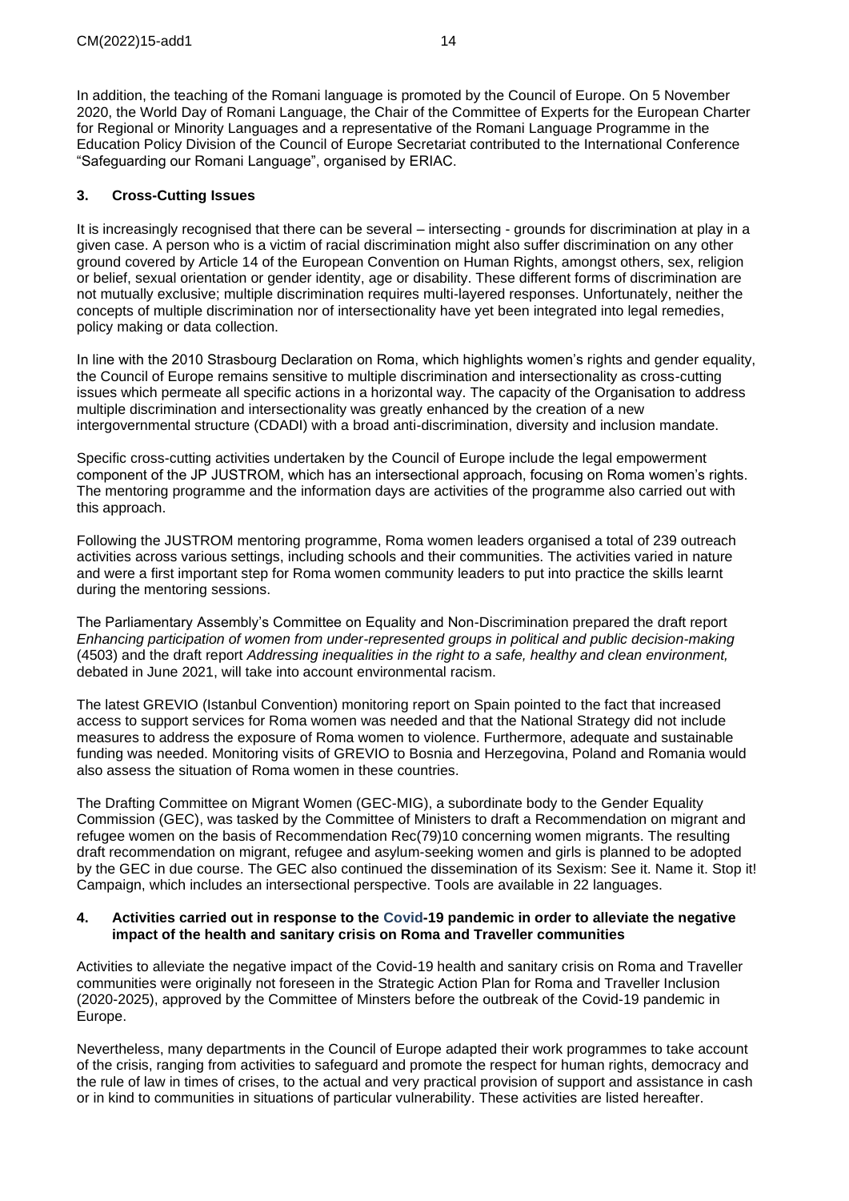In addition, the teaching of the Romani language is promoted by the Council of Europe. On 5 November 2020, the World Day of Romani Language, the Chair of the Committee of Experts for the European Charter for Regional or Minority Languages and a representative of the Romani Language Programme in the Education Policy Division of the Council of Europe Secretariat contributed to the International Conference "Safeguarding our Romani Language", organised by ERIAC.

## 3. Cross-Cutting Issues

It is increasingly recognised that there can be several – intersecting - grounds for discrimination at play in a given case. A person who is a victim of racial discrimination might also suffer discrimination on any other ground covered by Article 14 of the European Convention on Human Rights, amongst others, sex, religion or belief, sexual orientation or gender identity, age or disability. These different forms of discrimination are not mutually exclusive; multiple discrimination requires multi-layered responses. Unfortunately, neither the concepts of multiple discrimination nor of intersectionality have yet been integrated into legal remedies, policy making or data collection.

In line with the 2010 Strasbourg Declaration on Roma, which highlights women's rights and gender equality, the Council of Europe remains sensitive to multiple discrimination and intersectionality as cross-cutting issues which permeate all specific actions in a horizontal way. The capacity of the Organisation to address multiple discrimination and intersectionality was greatly enhanced by the creation of a new intergovernmental structure (CDADI) with a broad anti-discrimination, diversity and inclusion mandate.

Specific cross-cutting activities undertaken by the Council of Europe include the legal empowerment component of the JP JUSTROM, which has an intersectional approach, focusing on Roma women's rights. The mentoring programme and the information days are activities of the programme also carried out with this approach.

Following the JUSTROM mentoring programme, Roma women leaders organised a total of 239 outreach activities across various settings, including schools and their communities. The activities varied in nature and were a first important step for Roma women community leaders to put into practice the skills learnt during the mentoring sessions.

The Parliamentary Assembly's Committee on Equality and Non-Discrimination prepared the draft report *Enhancing participation of women from under-represented groups in political and public decision-making* (4503) and the draft report *Addressing inequalities in the right to a safe, healthy and clean environment,* debated in June 2021, will take into account environmental racism.

The latest GREVIO (Istanbul Convention) monitoring report on Spain pointed to the fact that increased access to support services for Roma women was needed and that the National Strategy did not include measures to address the exposure of Roma women to violence. Furthermore, adequate and sustainable funding was needed. Monitoring visits of GREVIO to Bosnia and Herzegovina, Poland and Romania would also assess the situation of Roma women in these countries.

The Drafting Committee on Migrant Women (GEC-MIG), a subordinate body to the Gender Equality Commission (GEC), was tasked by the Committee of Ministers to draft a Recommendation on migrant and refugee women on the basis of Recommendation Rec(79)10 concerning women migrants. The resulting draft recommendation on migrant, refugee and asylum-seeking women and girls is planned to be adopted by the GEC in due course. The GEC also continued the dissemination of its Sexism: See it. Name it. Stop it! Campaign, which includes an intersectional perspective. Tools are available in 22 languages.

## 4. Activities carried out in response to the Covid-19 pandemic in order to alleviate the negative impact of the health and sanitary crisis on Roma and Traveller communities

Activities to alleviate the negative impact of the Covid-19 health and sanitary crisis on Roma and Traveller communities were originally not foreseen in the Strategic Action Plan for Roma and Traveller Inclusion (2020-2025), approved by the Committee of Minsters before the outbreak of the Covid-19 pandemic in Europe.

Nevertheless, many departments in the Council of Europe adapted their work programmes to take account of the crisis, ranging from activities to safeguard and promote the respect for human rights, democracy and the rule of law in times of crises, to the actual and very practical provision of support and assistance in cash or in kind to communities in situations of particular vulnerability. These activities are listed hereafter.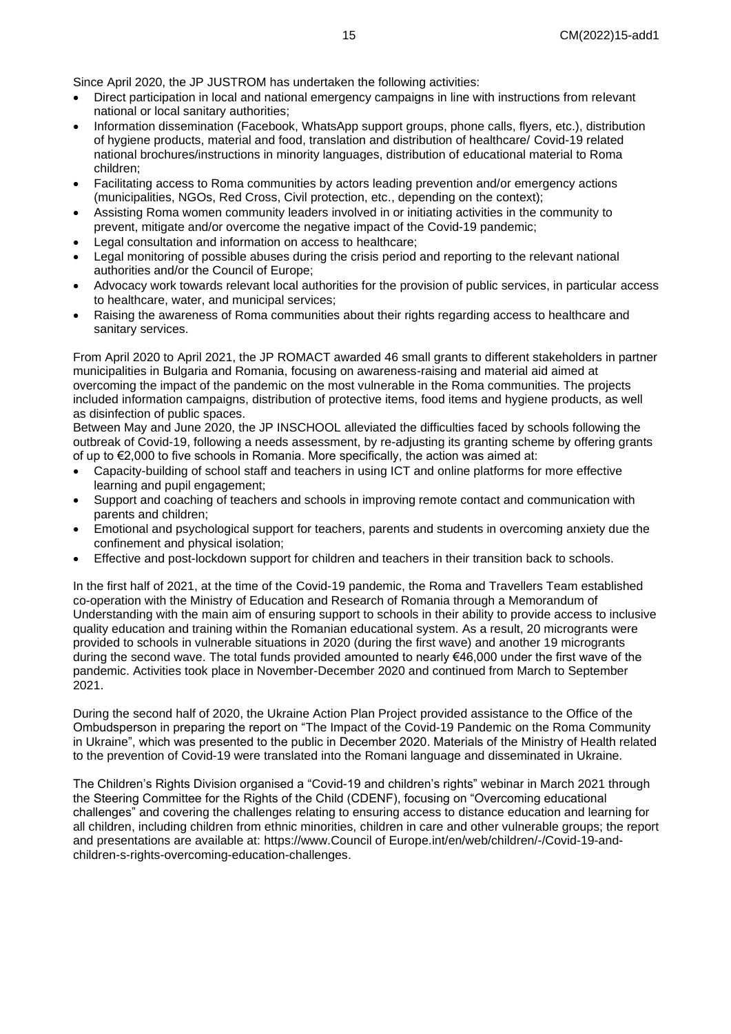Since April 2020, the JP JUSTROM has undertaken the following activities:

- Direct participation in local and national emergency campaigns in line with instructions from relevant national or local sanitary authorities;
- Information dissemination (Facebook, WhatsApp support groups, phone calls, flyers, etc.), distribution of hygiene products, material and food, translation and distribution of healthcare/ Covid-19 related national brochures/instructions in minority languages, distribution of educational material to Roma children;
- Facilitating access to Roma communities by actors leading prevention and/or emergency actions (municipalities, NGOs, Red Cross, Civil protection, etc., depending on the context);
- Assisting Roma women community leaders involved in or initiating activities in the community to prevent, mitigate and/or overcome the negative impact of the Covid-19 pandemic;
- Legal consultation and information on access to healthcare;
- Legal monitoring of possible abuses during the crisis period and reporting to the relevant national authorities and/or the Council of Europe;
- Advocacy work towards relevant local authorities for the provision of public services, in particular access to healthcare, water, and municipal services;
- Raising the awareness of Roma communities about their rights regarding access to healthcare and sanitary services.

From April 2020 to April 2021, the JP ROMACT awarded 46 small grants to different stakeholders in partner municipalities in Bulgaria and Romania, focusing on awareness-raising and material aid aimed at overcoming the impact of the pandemic on the most vulnerable in the Roma communities. The projects included information campaigns, distribution of protective items, food items and hygiene products, as well as disinfection of public spaces.

Between May and June 2020, the JP INSCHOOL alleviated the difficulties faced by schools following the outbreak of Covid-19, following a needs assessment, by re-adjusting its granting scheme by offering grants of up to €2,000 to five schools in Romania. More specifically, the action was aimed at:

- Capacity-building of school staff and teachers in using ICT and online platforms for more effective learning and pupil engagement;
- Support and coaching of teachers and schools in improving remote contact and communication with parents and children;
- Emotional and psychological support for teachers, parents and students in overcoming anxiety due the confinement and physical isolation;
- Effective and post-lockdown support for children and teachers in their transition back to schools.

In the first half of 2021, at the time of the Covid-19 pandemic, the Roma and Travellers Team established co-operation with the Ministry of Education and Research of Romania through a Memorandum of Understanding with the main aim of ensuring support to schools in their ability to provide access to inclusive quality education and training within the Romanian educational system. As a result, 20 micrograntswere provided to schools in vulnerable situations in 2020 (during the first wave) and another 19 micrograntsduring the second wave. The total funds provided amounted to nearly €46,000 under the first wave of the pandemic. Activities took place in November-December 2020 and continued from March to September 2021.

During the second half of 2020, the Ukraine Action Plan Project provided assistance to the Office of the Ombudsperson in preparing the report on "The Impact of the Covid-19 Pandemic on the Roma Community in Ukraine", which was presented to the public in December 2020. Materials of the Ministry of Health related to the prevention of Covid-19 were translated into the Romani language and disseminated in Ukraine.

The Children's Rights Division organised a "Covid-19 and children's rights" webinar in March 2021 through the Steering Committee for the Rights of the Child (CDENF), focusing on "Overcoming educational challenges" and covering the challenges relating to ensuring access to distance education and learning for all children, including children from ethnic minorities, children in care and other vulnerable groups; the report and presentations are available at: https://www.Council of Europe.int/en/web/children/-/Covid-19-and-children-s-rights-overcoming-education-challenges.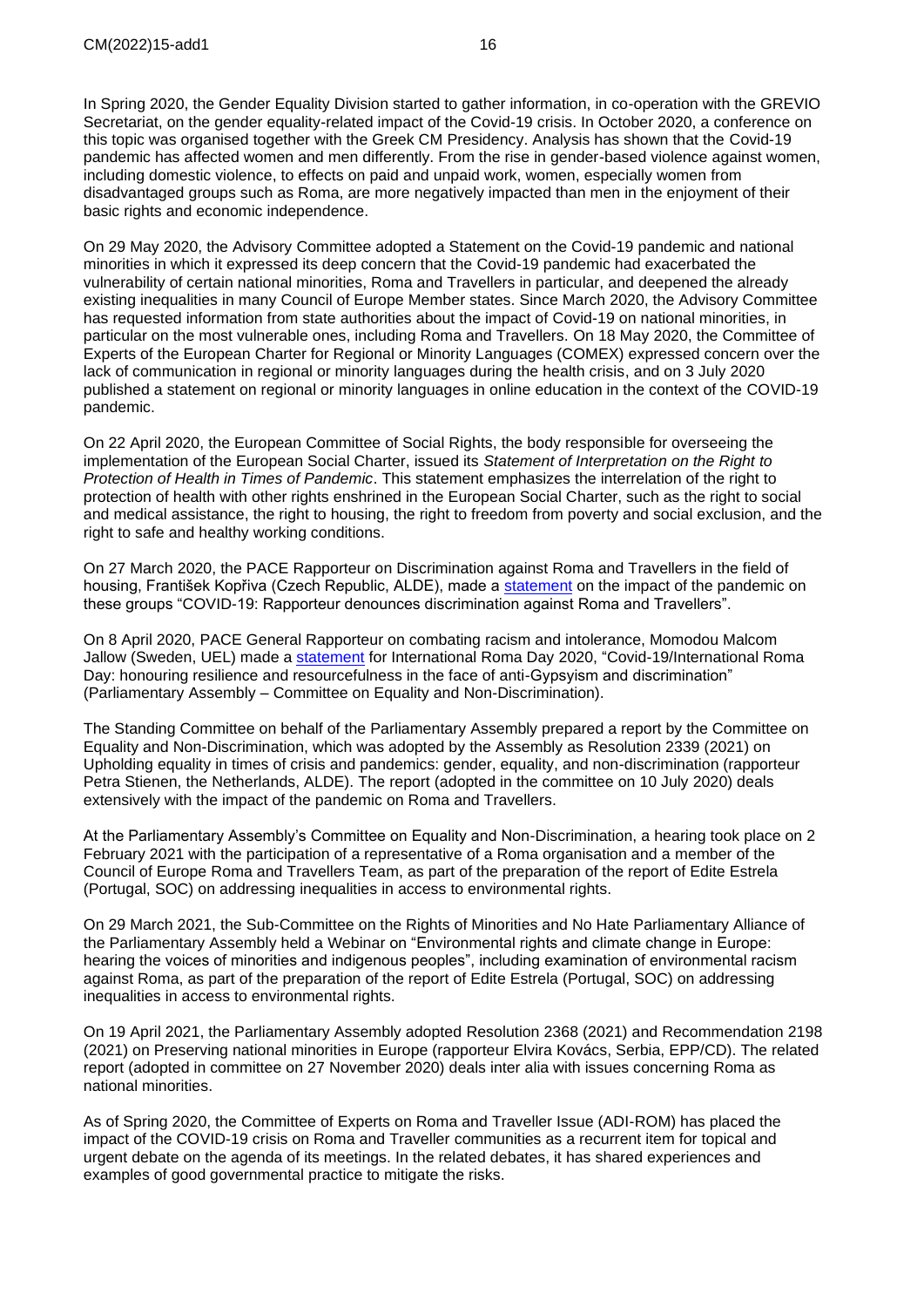In Spring 2020, the Gender Equality Division started to gather information, in co-operation with the GREVIO Secretariat, on the gender equality-related impact of the Covid-19 crisis. In October 2020, a conference on this topic was organised together with the Greek CM Presidency. Analysis has shown that the Covid-19 pandemic has affected women and men differently. From the rise in gender-based violence against women, including domestic violence, to effects on paid and unpaid work, women, especially women from disadvantaged groups such as Roma, are more negatively impacted than men in the enjoyment of their basic rights and economic independence.

On 29 May 2020, the Advisory Committee adopted a Statement on the Covid-19 pandemic and national minorities in which it expressed its deep concern that the Covid-19 pandemic had exacerbated the vulnerability of certain national minorities, Roma and Travellers in particular, and deepened the already existing inequalities in many Council of Europe Member states. Since March 2020, the Advisory Committee has requested information from state authorities about the impact of Covid-19 on national minorities, in particular on the most vulnerable ones, including Roma and Travellers. On 18 May 2020, the Committee of Experts of the European Charter for Regional or Minority Languages (COMEX) expressed concern over the lack of communication in regional or minority languages during the health crisis, and on 3 July 2020 published a statement on regional or minority languages in online education in the context of the COVID-19 pandemic.

On 22 April 2020, the European Committee of Social Rights, the body responsible for overseeing the implementation of the European Social Charter, issued its *Statement of Interpretation on the Right to Protection of Health in Times of Pandemic*. This statement emphasizes the interrelation of the right to protection of health with other rights enshrined in the European Social Charter, such as the right to social and medical assistance, the right to housing, the right to freedom from poverty and social exclusion, and the right to safe and healthy working conditions.

On 27 March 2020, the PACE Rapporteur on Discrimination against Roma and Travellers in the field of housing, František Kopřiva (Czech Republic, ALDE), made a statement on the impact of the pandemic on these groups "COVID-19: Rapporteur denounces discrimination against Roma and Travellers".

On 8 April 2020, PACE General Rapporteur on combating racism and intolerance, Momodou Malcom Jallow (Sweden, UEL) made a statement for International Roma Day 2020, "Covid-19/International Roma Day: honouring resilience and resourcefulness in the face of anti-Gypsyism and discrimination" (Parliamentary Assembly – Committee on Equality and Non-Discrimination).

The Standing Committee on behalf of the Parliamentary Assembly prepared a report by the Committee on Equality and Non-Discrimination, which was adopted by the Assembly as Resolution 2339 (2021) on Upholding equality in times of crisis and pandemics: gender, equality, and non-discrimination (rapporteur Petra Stienen, the Netherlands, ALDE). The report (adopted in the committee on 10 July 2020) deals extensively with the impact of the pandemic on Roma and Travellers.

At the Parliamentary Assembly's Committee on Equality and Non-Discrimination, a hearing took place on 2 February 2021 with the participation of a representative of a Roma organisation and a member of the Council of Europe Roma and Travellers Team, as part of the preparation of the report of Edite Estrela (Portugal, SOC) on addressing inequalities in access to environmental rights.

On 29 March 2021, the Sub-Committee on the Rights of Minorities and No Hate Parliamentary Alliance of the Parliamentary Assembly held a Webinar on "Environmental rights and climate change in Europe: hearing the voices of minorities and indigenous peoples", including examination of environmental racism against Roma, as part of the preparation of the report of Edite Estrela (Portugal, SOC) on addressing inequalities in access to environmental rights.

On 19 April 2021, the Parliamentary Assembly adopted Resolution 2368 (2021) and Recommendation 2198 (2021) on Preserving national minorities in Europe (rapporteur Elvira Kovács, Serbia, EPP/CD). The related report (adopted in committee on 27 November 2020) deals inter alia with issues concerning Roma as national minorities.

As of Spring 2020, the Committee of Experts on Roma and Traveller Issue (ADI-ROM) has placed the impact of the COVID-19 crisis on Roma and Traveller communities as a recurrent item for topical and urgent debate on the agenda of its meetings. In the related debates, it has shared experiences and examples of good governmental practice to mitigate the risks.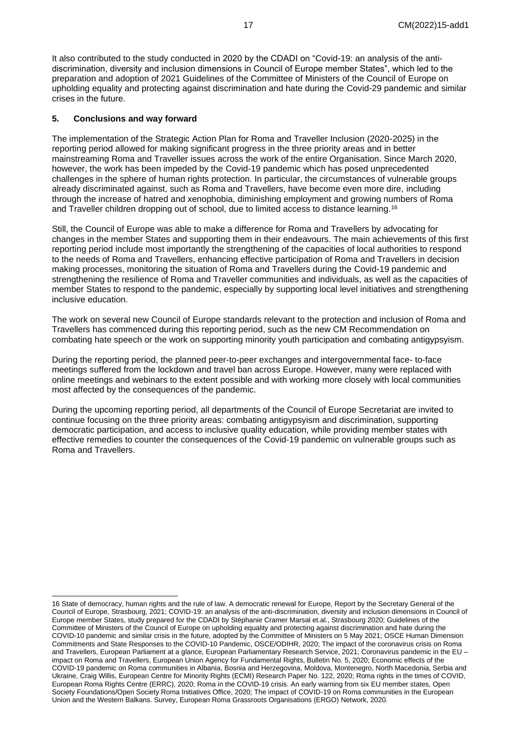It also contributed to the study conducted in 2020 by the CDADI on "Covid-19: an analysis of the anti-discrimination, diversity and inclusion dimensions in Council of Europe member States", which led to the preparation and adoption of 2021 Guidelines of the Committee of Ministers of the Council of Europe on upholding equality and protecting against discrimination and hate during the Covid-29 pandemic and similar crises in the future.

## 5. Conclusions and way forward

The implementation of the Strategic Action Plan for Roma and Traveller Inclusion (2020-2025) in the reporting period allowed for making significant progress in the three priority areas and in better mainstreaming Roma and Traveller issues across the work of the entire Organisation. Since March 2020, however, the work has been impeded by the Covid-19 pandemic which has posed unprecedented challenges in the sphere of human rights protection. In particular, the circumstances of vulnerable groups already discriminated against, such as Roma and Travellers, have become even more dire, including through the increase of hatred and xenophobia, diminishing employment and growing numbers of Roma and Traveller children dropping out of school, due to limited access to distance learning.[16]

Still, the Council of Europe was able to make a difference for Roma and Travellers by advocating for changes in the member States and supporting them in their endeavours. The main achievements of this first reporting period include most importantly the strengthening of the capacities of local authorities to respond to the needs of Roma and Travellers, enhancing effective participation of Roma and Travellers in decision making processes, monitoring the situation of Roma and Travellers during the Covid-19 pandemic and strengthening the resilience of Roma and Traveller communities and individuals, as well as the capacities of member States to respond to the pandemic, especially by supporting local level initiatives and strengthening inclusive education.

The work on several new Council of Europe standards relevant to the protection and inclusion of Roma and Travellers has commenced during this reporting period, such as the new CM Recommendation on combating hate speech or the work on supporting minority youth participation and combating antigypsyism.

During the reporting period, the planned peer-to-peer exchanges and intergovernmental face- to-face meetings suffered from the lockdown and travel ban across Europe. However, many were replaced with online meetings and webinars to the extent possible and with working more closely with local communities most affected by the consequences of the pandemic.

During the upcoming reporting period, all departments of the Council of Europe Secretariat are invited to continue focusing on the three priority areas: combating antigypsyism and discrimination, supporting democratic participation, and access to inclusive quality education, while providing member states with effective remedies to counter the consequences of the Covid-19 pandemic on vulnerable groups such as Roma and Travellers.

---

16 State of democracy, human rights and the rule of law. A democratic renewal for Europe, Report by the Secretary General of the Council of Europe, Strasbourg, 2021; COVID-19: an analysis of the anti-discrimination, diversity and inclusion dimensions in Council of Europe member States, study prepared for the CDADI by Stéphanie Cramer Marsal et.al., Strasbourg 2020; Guidelines of the Committee of Ministers of the Council of Europe on upholding equality and protecting against discrimination and hate during the COVID-10 pandemic and similar crisis in the future, adopted by the Committee of Ministers on 5 May 2021; OSCE Human Dimension Commitments and State Responses to the COVID-10 Pandemic, OSCE/ODIHR, 2020; The impact of the coronavirus crisis on Roma and Travellers, European Parliament at a glance, European Parliamentary Research Service, 2021; Coronavirus pandemic in the EU – impact on Roma and Travellers, European Union Agency for Fundamental Rights, Bulletin No. 5, 2020; Economic effects of the COVID-19 pandemic on Roma communities in Albania, Bosnia and Herzegovina, Moldova, Montenegro, North Macedonia, Serbia and Ukraine, Craig Willis, European Centre for Minority Rights (ECMI) Research Paper No. 122, 2020; Roma rights in the times of COVID, European Roma Rights Centre (ERRC), 2020; Roma in the COVID-19 crisis. An early warning from six EU member states, Open Society Foundations/Open Society Roma Initiatives Office, 2020; The impact of COVID-19 on Roma communities in the European Union and the Western Balkans. Survey, European Roma Grassroots Organisations (ERGO) Network, 2020.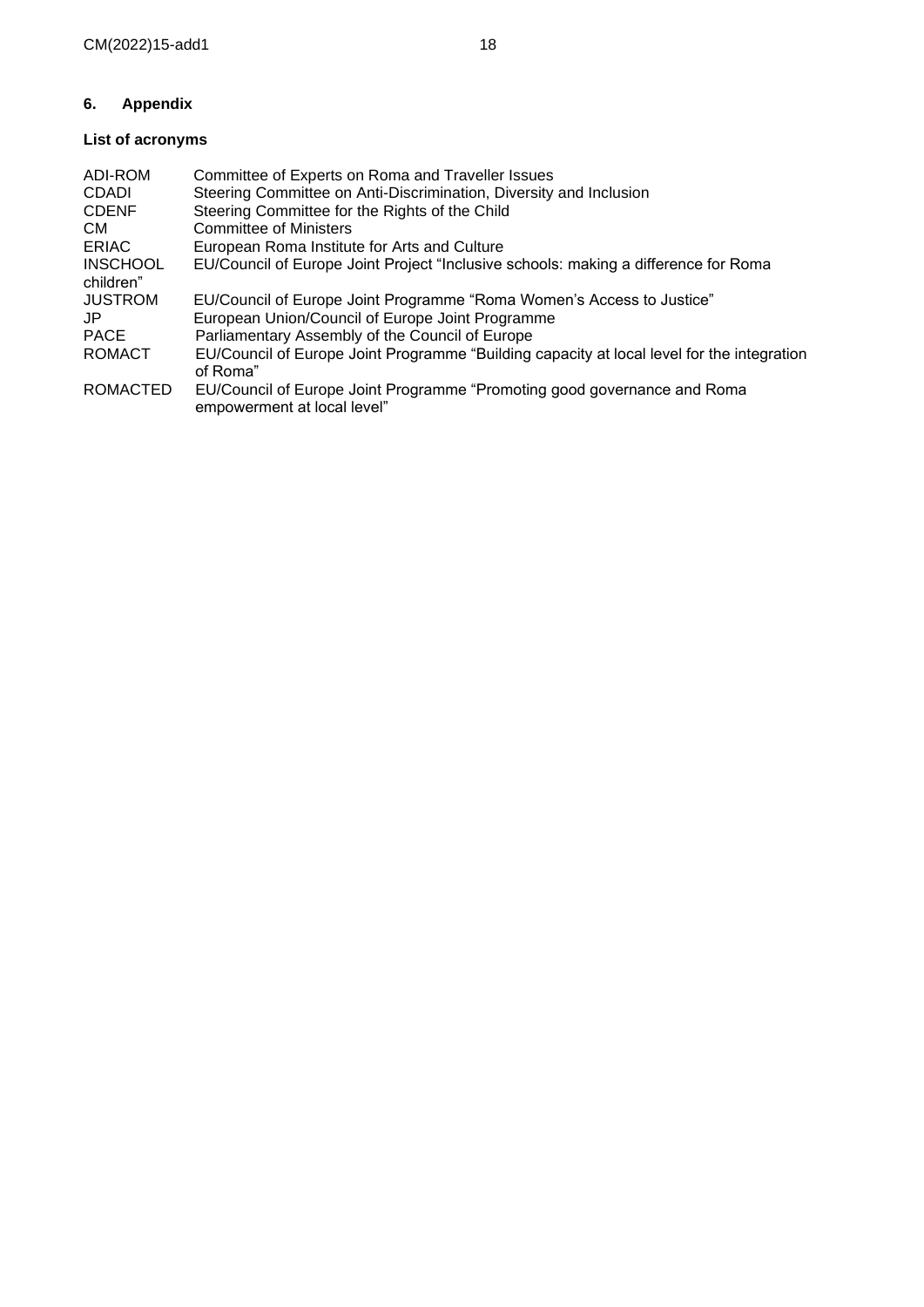## 6. Appendix

### List of acronyms

| | |
|---|---|
| ADI-ROM | Committee of Experts on Roma and Traveller Issues |
| CDADI | Steering Committee on Anti-Discrimination, Diversity and Inclusion |
| CDENF | Steering Committee for the Rights of the Child |
| CM | Committee of Ministers |
| ERIAC | European Roma Institute for Arts and Culture |
| INSCHOOL | EU/Council of Europe Joint Project "Inclusive schools: making a difference for Roma children" |
| JUSTROM | EU/Council of Europe Joint Programme "Roma Women's Access to Justice" |
| JP | European Union/Council of Europe Joint Programme |
| PACE | Parliamentary Assembly of the Council of Europe |
| ROMACT | EU/Council of Europe Joint Programme "Building capacity at local level for the integration of Roma" |
| ROMACTED | EU/Council of Europe Joint Programme "Promoting good governance and Roma empowerment at local level" |